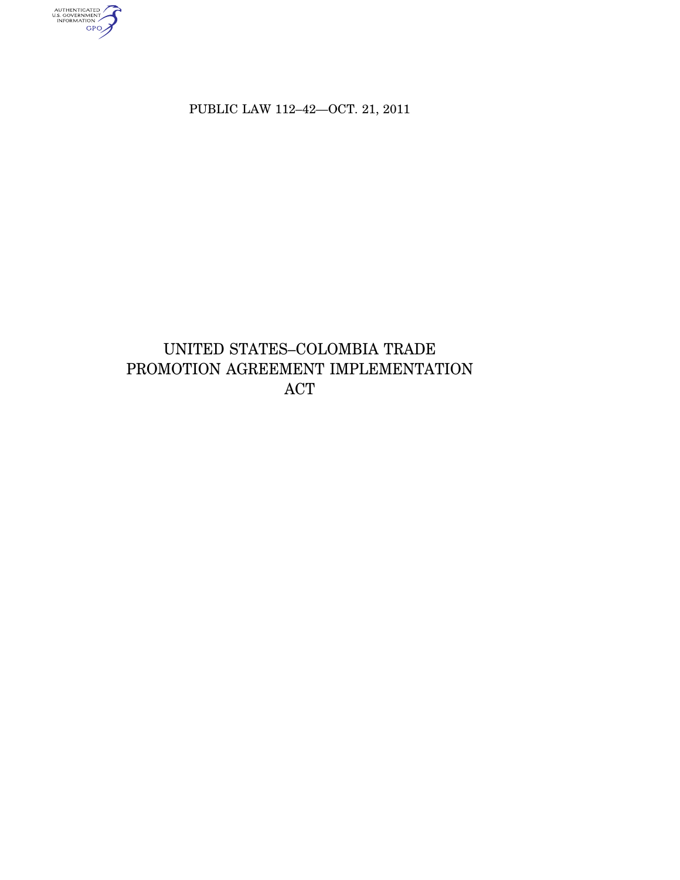PUBLIC LAW 112–42—OCT. 21, 2011

# UNITED STATES–COLOMBIA TRADE PROMOTION AGREEMENT IMPLEMENTATION ACT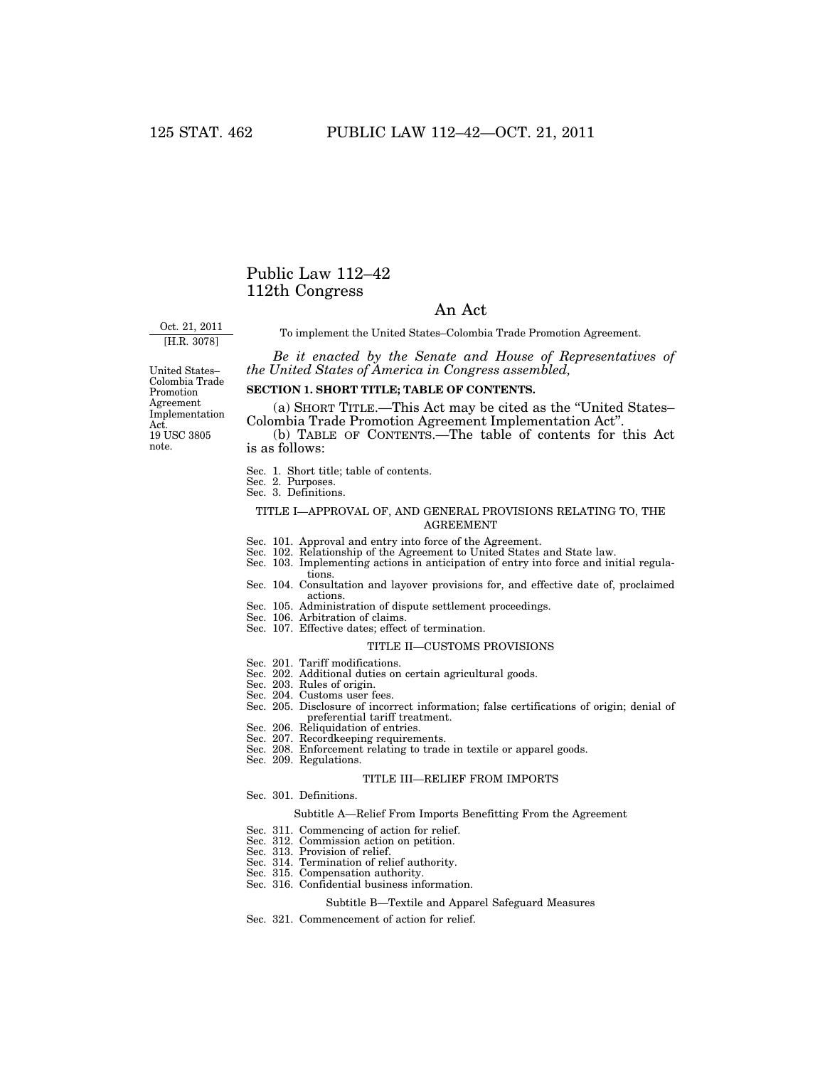# Public Law 112–42
# 112th Congress

## An Act

Oct. 21, 2011
[H.R. 3078]

To implement the United States–Colombia Trade Promotion Agreement.

*Be it enacted by the Senate and House of Representatives of the United States of America in Congress assembled,*

United States–Colombia Trade Promotion Agreement Implementation Act.
19 USC 3805 note.

**SECTION 1. SHORT TITLE; TABLE OF CONTENTS.**

(a) SHORT TITLE.—This Act may be cited as the "United States–Colombia Trade Promotion Agreement Implementation Act".

(b) TABLE OF CONTENTS.—The table of contents for this Act is as follows:

Sec. 1. Short title; table of contents.
Sec. 2. Purposes.
Sec. 3. Definitions.

TITLE I—APPROVAL OF, AND GENERAL PROVISIONS RELATING TO, THE AGREEMENT

Sec. 101. Approval and entry into force of the Agreement.
Sec. 102. Relationship of the Agreement to United States and State law.
Sec. 103. Implementing actions in anticipation of entry into force and initial regulations.
Sec. 104. Consultation and layover provisions for, and effective date of, proclaimed actions.
Sec. 105. Administration of dispute settlement proceedings.
Sec. 106. Arbitration of claims.
Sec. 107. Effective dates; effect of termination.

TITLE II—CUSTOMS PROVISIONS

Sec. 201. Tariff modifications.
Sec. 202. Additional duties on certain agricultural goods.
Sec. 203. Rules of origin.
Sec. 204. Customs user fees.
Sec. 205. Disclosure of incorrect information; false certifications of origin; denial of preferential tariff treatment.
Sec. 206. Reliquidation of entries.
Sec. 207. Recordkeeping requirements.
Sec. 208. Enforcement relating to trade in textile or apparel goods.
Sec. 209. Regulations.

TITLE III—RELIEF FROM IMPORTS

Sec. 301. Definitions.

Subtitle A—Relief From Imports Benefitting From the Agreement

Sec. 311. Commencing of action for relief.
Sec. 312. Commission action on petition.
Sec. 313. Provision of relief.
Sec. 314. Termination of relief authority.
Sec. 315. Compensation authority.
Sec. 316. Confidential business information.

Subtitle B—Textile and Apparel Safeguard Measures

Sec. 321. Commencement of action for relief.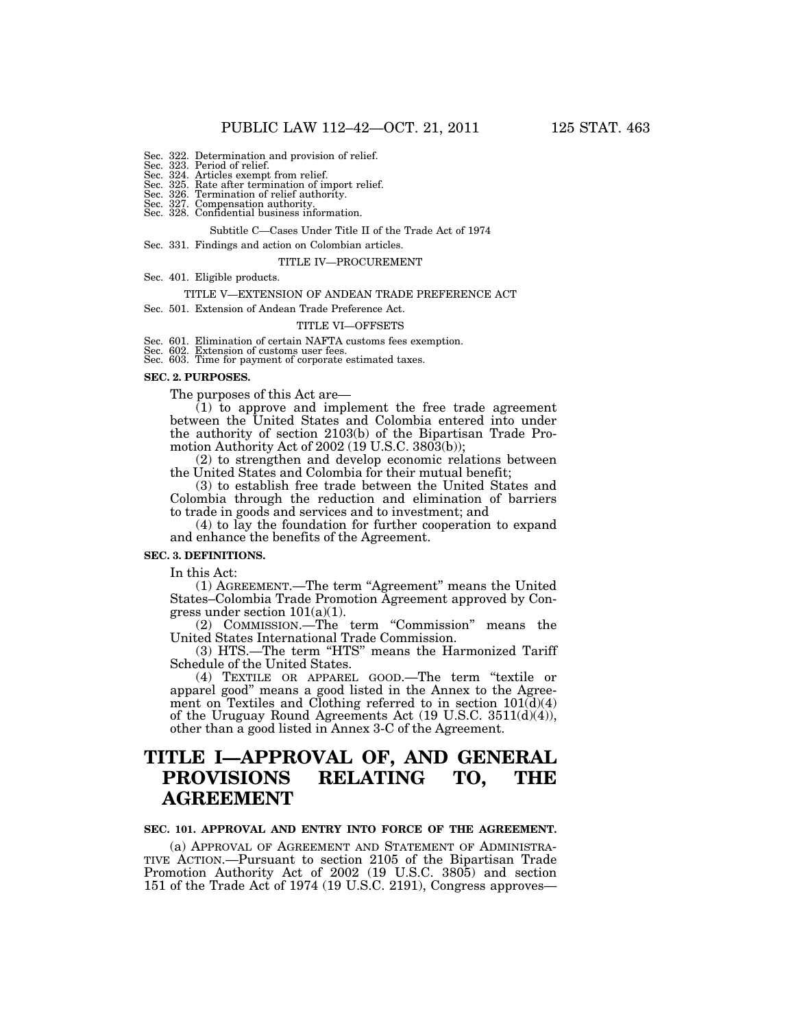Sec. 322. Determination and provision of relief.
Sec. 323. Period of relief.
Sec. 324. Articles exempt from relief.
Sec. 325. Rate after termination of import relief.
Sec. 326. Termination of relief authority.
Sec. 327. Compensation authority.
Sec. 328. Confidential business information.

Subtitle C—Cases Under Title II of the Trade Act of 1974

Sec. 331. Findings and action on Colombian articles.

TITLE IV—PROCUREMENT

Sec. 401. Eligible products.

TITLE V—EXTENSION OF ANDEAN TRADE PREFERENCE ACT

Sec. 501. Extension of Andean Trade Preference Act.

TITLE VI—OFFSETS

Sec. 601. Elimination of certain NAFTA customs fees exemption.
Sec. 602. Extension of customs user fees.
Sec. 603. Time for payment of corporate estimated taxes.

**SEC. 2. PURPOSES.**

The purposes of this Act are—

(1) to approve and implement the free trade agreement between the United States and Colombia entered into under the authority of section 2103(b) of the Bipartisan Trade Promotion Authority Act of 2002 (19 U.S.C. 3803(b));

(2) to strengthen and develop economic relations between the United States and Colombia for their mutual benefit;

(3) to establish free trade between the United States and Colombia through the reduction and elimination of barriers to trade in goods and services and to investment; and

(4) to lay the foundation for further cooperation to expand and enhance the benefits of the Agreement.

**SEC. 3. DEFINITIONS.**

In this Act:

(1) AGREEMENT.—The term "Agreement" means the United States–Colombia Trade Promotion Agreement approved by Congress under section 101(a)(1).

(2) COMMISSION.—The term "Commission" means the United States International Trade Commission.

(3) HTS.—The term "HTS" means the Harmonized Tariff Schedule of the United States.

(4) TEXTILE OR APPAREL GOOD.—The term "textile or apparel good" means a good listed in the Annex to the Agreement on Textiles and Clothing referred to in section 101(d)(4) of the Uruguay Round Agreements Act (19 U.S.C. 3511(d)(4)), other than a good listed in Annex 3-C of the Agreement.

# TITLE I—APPROVAL OF, AND GENERAL PROVISIONS RELATING TO, THE AGREEMENT

**SEC. 101. APPROVAL AND ENTRY INTO FORCE OF THE AGREEMENT.**

(a) APPROVAL OF AGREEMENT AND STATEMENT OF ADMINISTRATIVE ACTION.—Pursuant to section 2105 of the Bipartisan Trade Promotion Authority Act of 2002 (19 U.S.C. 3805) and section 151 of the Trade Act of 1974 (19 U.S.C. 2191), Congress approves—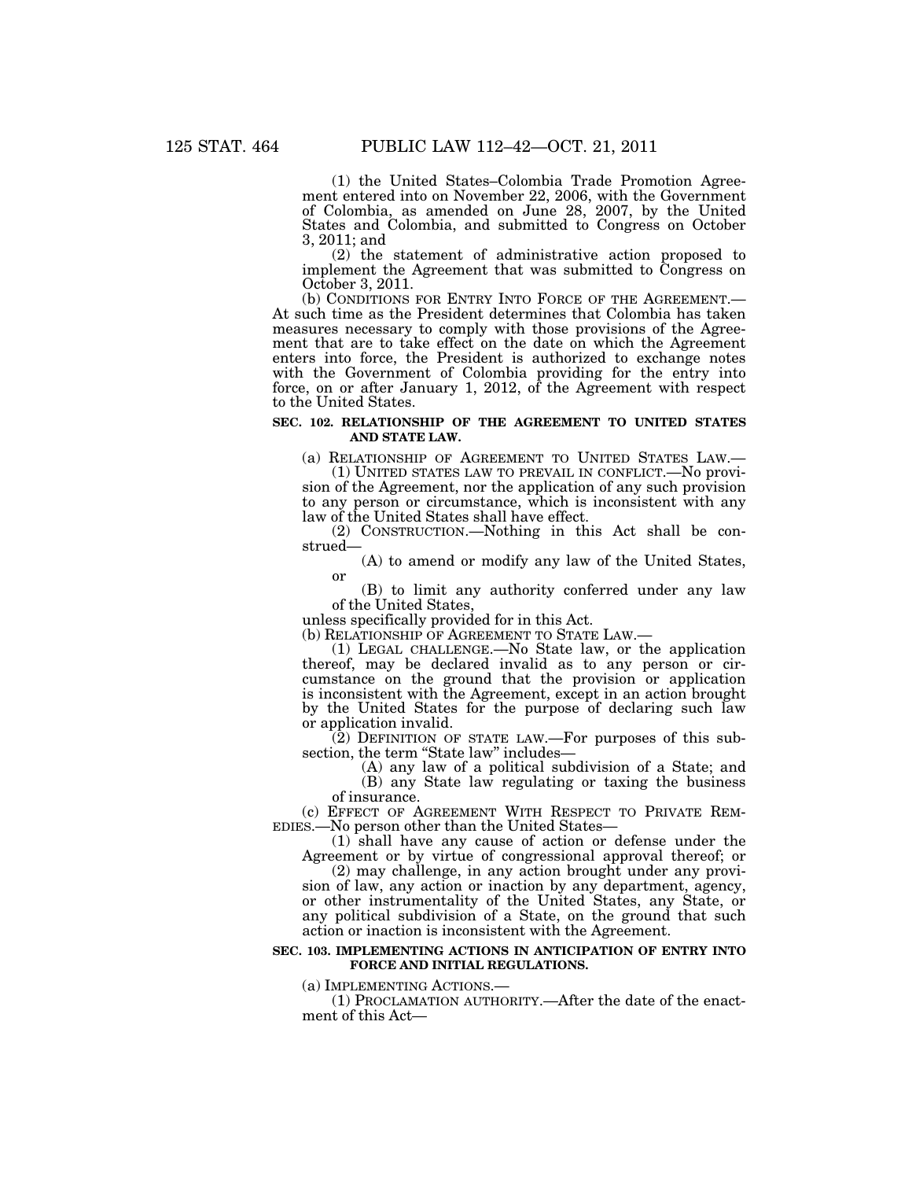(1) the United States–Colombia Trade Promotion Agreement entered into on November 22, 2006, with the Government of Colombia, as amended on June 28, 2007, by the United States and Colombia, and submitted to Congress on October 3, 2011; and

(2) the statement of administrative action proposed to implement the Agreement that was submitted to Congress on October 3, 2011.

(b) CONDITIONS FOR ENTRY INTO FORCE OF THE AGREEMENT.—At such time as the President determines that Colombia has taken measures necessary to comply with those provisions of the Agreement that are to take effect on the date on which the Agreement enters into force, the President is authorized to exchange notes with the Government of Colombia providing for the entry into force, on or after January 1, 2012, of the Agreement with respect to the United States.

### SEC. 102. RELATIONSHIP OF THE AGREEMENT TO UNITED STATES AND STATE LAW.

(a) RELATIONSHIP OF AGREEMENT TO UNITED STATES LAW.—

(1) UNITED STATES LAW TO PREVAIL IN CONFLICT.—No provision of the Agreement, nor the application of any such provision to any person or circumstance, which is inconsistent with any law of the United States shall have effect.

(2) CONSTRUCTION.—Nothing in this Act shall be construed—

(A) to amend or modify any law of the United States, or

(B) to limit any authority conferred under any law of the United States,

unless specifically provided for in this Act.

(b) RELATIONSHIP OF AGREEMENT TO STATE LAW.—

(1) LEGAL CHALLENGE.—No State law, or the application thereof, may be declared invalid as to any person or circumstance on the ground that the provision or application is inconsistent with the Agreement, except in an action brought by the United States for the purpose of declaring such law or application invalid.

(2) DEFINITION OF STATE LAW.—For purposes of this subsection, the term "State law" includes—

(A) any law of a political subdivision of a State; and

(B) any State law regulating or taxing the business of insurance.

(c) EFFECT OF AGREEMENT WITH RESPECT TO PRIVATE REMEDIES.—No person other than the United States—

(1) shall have any cause of action or defense under the Agreement or by virtue of congressional approval thereof; or

(2) may challenge, in any action brought under any provision of law, any action or inaction by any department, agency, or other instrumentality of the United States, any State, or any political subdivision of a State, on the ground that such action or inaction is inconsistent with the Agreement.

### SEC. 103. IMPLEMENTING ACTIONS IN ANTICIPATION OF ENTRY INTO FORCE AND INITIAL REGULATIONS.

(a) IMPLEMENTING ACTIONS.—

(1) PROCLAMATION AUTHORITY.—After the date of the enactment of this Act—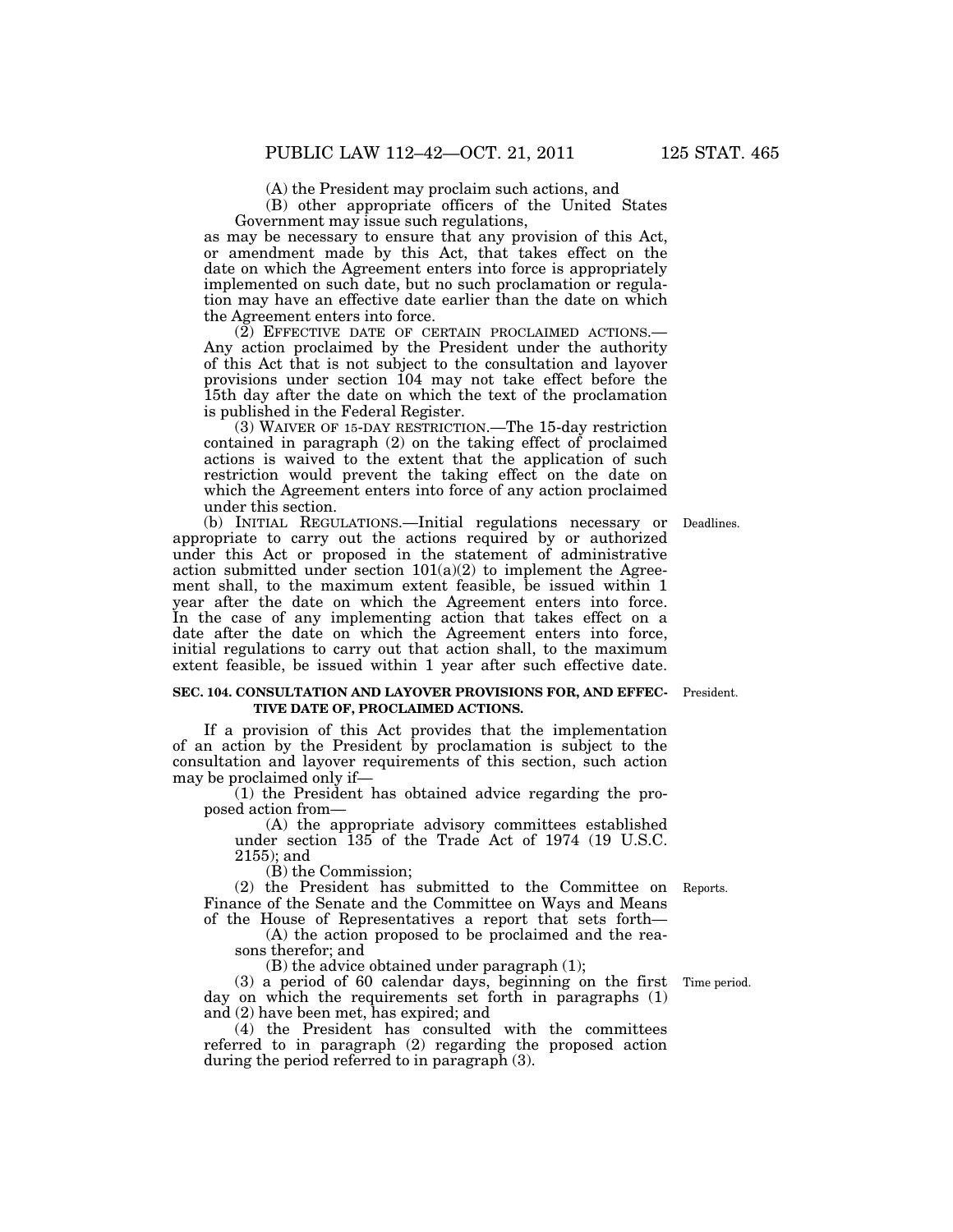(A) the President may proclaim such actions, and

(B) other appropriate officers of the United States Government may issue such regulations,

as may be necessary to ensure that any provision of this Act, or amendment made by this Act, that takes effect on the date on which the Agreement enters into force is appropriately implemented on such date, but no such proclamation or regulation may have an effective date earlier than the date on which the Agreement enters into force.

(2) EFFECTIVE DATE OF CERTAIN PROCLAIMED ACTIONS.—Any action proclaimed by the President under the authority of this Act that is not subject to the consultation and layover provisions under section 104 may not take effect before the 15th day after the date on which the text of the proclamation is published in the Federal Register.

(3) WAIVER OF 15-DAY RESTRICTION.—The 15-day restriction contained in paragraph (2) on the taking effect of proclaimed actions is waived to the extent that the application of such restriction would prevent the taking effect on the date on which the Agreement enters into force of any action proclaimed under this section.

(b) INITIAL REGULATIONS.—Initial regulations necessary or appropriate to carry out the actions required by or authorized under this Act or proposed in the statement of administrative action submitted under section 101(a)(2) to implement the Agreement shall, to the maximum extent feasible, be issued within 1 year after the date on which the Agreement enters into force. In the case of any implementing action that takes effect on a date after the date on which the Agreement enters into force, initial regulations to carry out that action shall, to the maximum extent feasible, be issued within 1 year after such effective date.

Deadlines.

**SEC. 104. CONSULTATION AND LAYOVER PROVISIONS FOR, AND EFFECTIVE DATE OF, PROCLAIMED ACTIONS.**

President.

If a provision of this Act provides that the implementation of an action by the President by proclamation is subject to the consultation and layover requirements of this section, such action may be proclaimed only if—

(1) the President has obtained advice regarding the proposed action from—

(A) the appropriate advisory committees established under section 135 of the Trade Act of 1974 (19 U.S.C. 2155); and

(B) the Commission;

(2) the President has submitted to the Committee on Finance of the Senate and the Committee on Ways and Means of the House of Representatives a report that sets forth—

Reports.

(A) the action proposed to be proclaimed and the reasons therefor; and

(B) the advice obtained under paragraph (1);

(3) a period of 60 calendar days, beginning on the first day on which the requirements set forth in paragraphs (1) and (2) have been met, has expired; and

Time period.

(4) the President has consulted with the committees referred to in paragraph (2) regarding the proposed action during the period referred to in paragraph (3).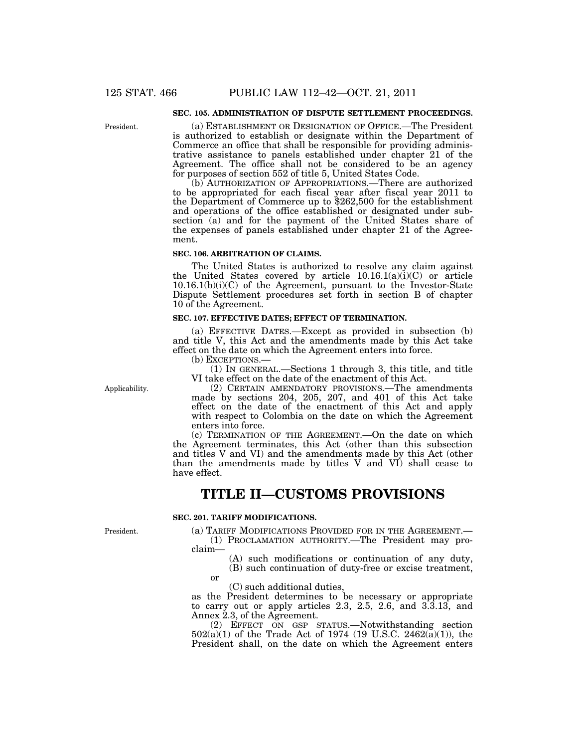**SEC. 105. ADMINISTRATION OF DISPUTE SETTLEMENT PROCEEDINGS.**

President.

(a) ESTABLISHMENT OR DESIGNATION OF OFFICE.—The President is authorized to establish or designate within the Department of Commerce an office that shall be responsible for providing administrative assistance to panels established under chapter 21 of the Agreement. The office shall not be considered to be an agency for purposes of section 552 of title 5, United States Code.

(b) AUTHORIZATION OF APPROPRIATIONS.—There are authorized to be appropriated for each fiscal year after fiscal year 2011 to the Department of Commerce up to $262,500 for the establishment and operations of the office established or designated under subsection (a) and for the payment of the United States share of the expenses of panels established under chapter 21 of the Agreement.

**SEC. 106. ARBITRATION OF CLAIMS.**

The United States is authorized to resolve any claim against the United States covered by article 10.16.1(a)(i)(C) or article 10.16.1(b)(i)(C) of the Agreement, pursuant to the Investor-State Dispute Settlement procedures set forth in section B of chapter 10 of the Agreement.

**SEC. 107. EFFECTIVE DATES; EFFECT OF TERMINATION.**

(a) EFFECTIVE DATES.—Except as provided in subsection (b) and title V, this Act and the amendments made by this Act take effect on the date on which the Agreement enters into force.

(b) EXCEPTIONS.—

(1) IN GENERAL.—Sections 1 through 3, this title, and title VI take effect on the date of the enactment of this Act.

Applicability.

(2) CERTAIN AMENDATORY PROVISIONS.—The amendments made by sections 204, 205, 207, and 401 of this Act take effect on the date of the enactment of this Act and apply with respect to Colombia on the date on which the Agreement enters into force.

(c) TERMINATION OF THE AGREEMENT.—On the date on which the Agreement terminates, this Act (other than this subsection and titles V and VI) and the amendments made by this Act (other than the amendments made by titles V and VI) shall cease to have effect.

# TITLE II—CUSTOMS PROVISIONS

**SEC. 201. TARIFF MODIFICATIONS.**

President.

(a) TARIFF MODIFICATIONS PROVIDED FOR IN THE AGREEMENT.—

(1) PROCLAMATION AUTHORITY.—The President may proclaim—

(A) such modifications or continuation of any duty,

(B) such continuation of duty-free or excise treatment, or

(C) such additional duties,

as the President determines to be necessary or appropriate to carry out or apply articles 2.3, 2.5, 2.6, and 3.3.13, and Annex 2.3, of the Agreement.

(2) EFFECT ON GSP STATUS.—Notwithstanding section 502(a)(1) of the Trade Act of 1974 (19 U.S.C. 2462(a)(1)), the President shall, on the date on which the Agreement enters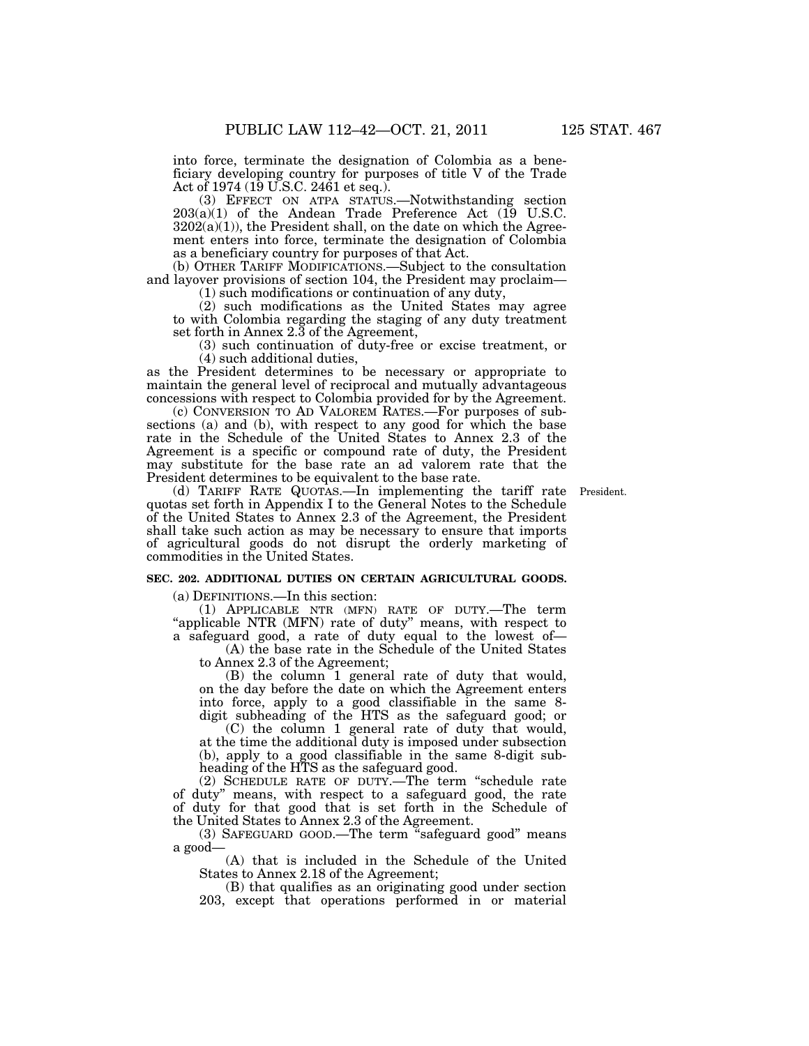into force, terminate the designation of Colombia as a beneficiary developing country for purposes of title V of the Trade Act of 1974 (19 U.S.C. 2461 et seq.).

(3) EFFECT ON ATPA STATUS.—Notwithstanding section 203(a)(1) of the Andean Trade Preference Act (19 U.S.C. 3202(a)(1)), the President shall, on the date on which the Agreement enters into force, terminate the designation of Colombia as a beneficiary country for purposes of that Act.

(b) OTHER TARIFF MODIFICATIONS.—Subject to the consultation and layover provisions of section 104, the President may proclaim—

(1) such modifications or continuation of any duty,

(2) such modifications as the United States may agree to with Colombia regarding the staging of any duty treatment set forth in Annex 2.3 of the Agreement,

(3) such continuation of duty-free or excise treatment, or

(4) such additional duties,

as the President determines to be necessary or appropriate to maintain the general level of reciprocal and mutually advantageous concessions with respect to Colombia provided for by the Agreement.

(c) CONVERSION TO AD VALOREM RATES.—For purposes of subsections (a) and (b), with respect to any good for which the base rate in the Schedule of the United States to Annex 2.3 of the Agreement is a specific or compound rate of duty, the President may substitute for the base rate an ad valorem rate that the President determines to be equivalent to the base rate.

(d) TARIFF RATE QUOTAS.—In implementing the tariff rate quotas set forth in Appendix I to the General Notes to the Schedule of the United States to Annex 2.3 of the Agreement, the President shall take such action as may be necessary to ensure that imports of agricultural goods do not disrupt the orderly marketing of commodities in the United States.

President.

**SEC. 202. ADDITIONAL DUTIES ON CERTAIN AGRICULTURAL GOODS.**

(a) DEFINITIONS.—In this section:

(1) APPLICABLE NTR (MFN) RATE OF DUTY.—The term "applicable NTR (MFN) rate of duty" means, with respect to a safeguard good, a rate of duty equal to the lowest of—

(A) the base rate in the Schedule of the United States to Annex 2.3 of the Agreement;

(B) the column 1 general rate of duty that would, on the day before the date on which the Agreement enters into force, apply to a good classifiable in the same 8-digit subheading of the HTS as the safeguard good; or

(C) the column 1 general rate of duty that would, at the time the additional duty is imposed under subsection (b), apply to a good classifiable in the same 8-digit subheading of the HTS as the safeguard good.

(2) SCHEDULE RATE OF DUTY.—The term "schedule rate of duty" means, with respect to a safeguard good, the rate of duty for that good that is set forth in the Schedule of the United States to Annex 2.3 of the Agreement.

(3) SAFEGUARD GOOD.—The term "safeguard good" means a good—

(A) that is included in the Schedule of the United States to Annex 2.18 of the Agreement;

(B) that qualifies as an originating good under section 203, except that operations performed in or material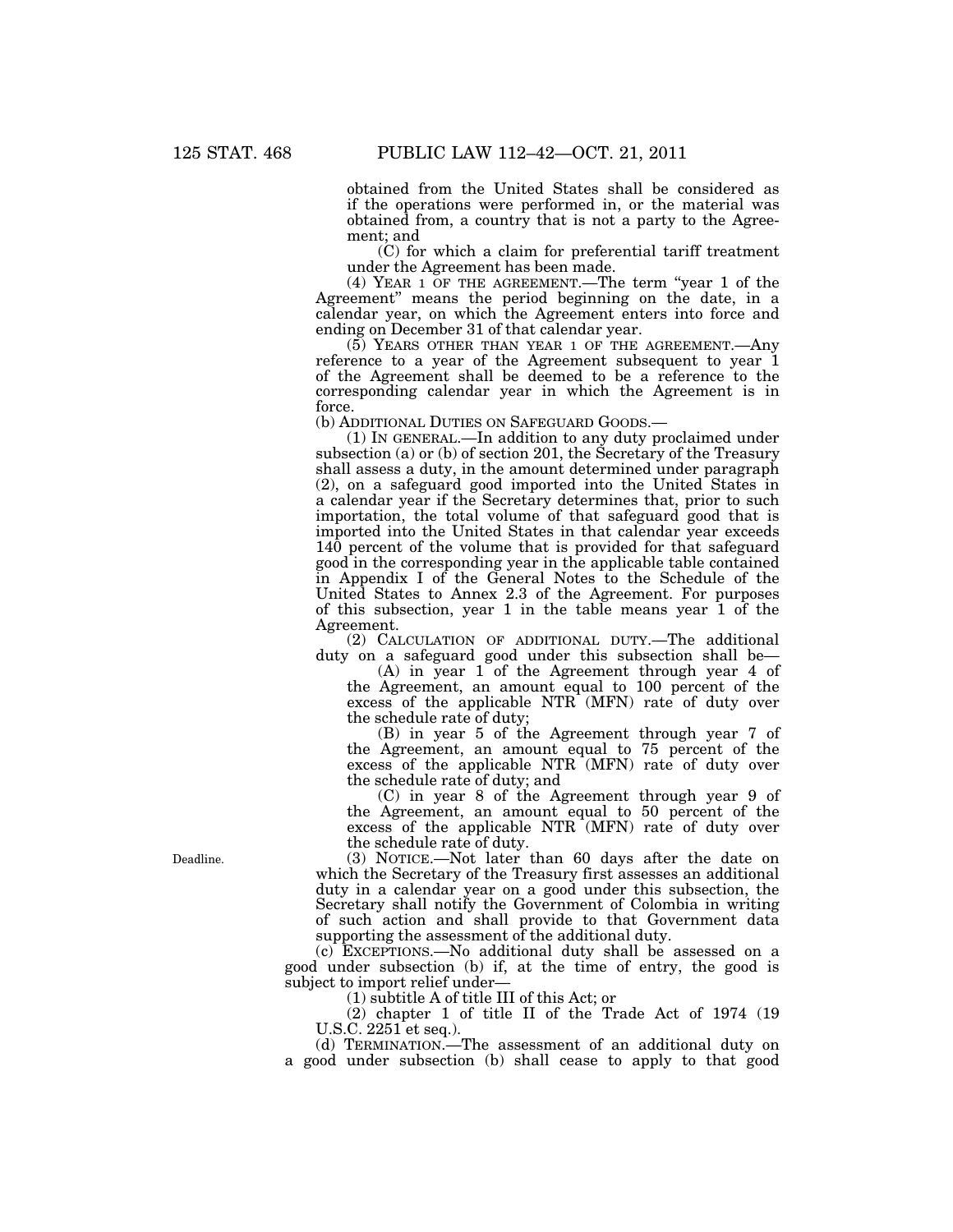obtained from the United States shall be considered as if the operations were performed in, or the material was obtained from, a country that is not a party to the Agreement; and

(C) for which a claim for preferential tariff treatment under the Agreement has been made.

(4) YEAR 1 OF THE AGREEMENT.—The term "year 1 of the Agreement" means the period beginning on the date, in a calendar year, on which the Agreement enters into force and ending on December 31 of that calendar year.

(5) YEARS OTHER THAN YEAR 1 OF THE AGREEMENT.—Any reference to a year of the Agreement subsequent to year 1 of the Agreement shall be deemed to be a reference to the corresponding calendar year in which the Agreement is in force.

(b) ADDITIONAL DUTIES ON SAFEGUARD GOODS.—

(1) IN GENERAL.—In addition to any duty proclaimed under subsection (a) or (b) of section 201, the Secretary of the Treasury shall assess a duty, in the amount determined under paragraph (2), on a safeguard good imported into the United States in a calendar year if the Secretary determines that, prior to such importation, the total volume of that safeguard good that is imported into the United States in that calendar year exceeds 140 percent of the volume that is provided for that safeguard good in the corresponding year in the applicable table contained in Appendix I of the General Notes to the Schedule of the United States to Annex 2.3 of the Agreement. For purposes of this subsection, year 1 in the table means year 1 of the Agreement.

(2) CALCULATION OF ADDITIONAL DUTY.—The additional duty on a safeguard good under this subsection shall be—

(A) in year 1 of the Agreement through year 4 of the Agreement, an amount equal to 100 percent of the excess of the applicable NTR (MFN) rate of duty over the schedule rate of duty;

(B) in year 5 of the Agreement through year 7 of the Agreement, an amount equal to 75 percent of the excess of the applicable NTR (MFN) rate of duty over the schedule rate of duty; and

(C) in year 8 of the Agreement through year 9 of the Agreement, an amount equal to 50 percent of the excess of the applicable NTR (MFN) rate of duty over the schedule rate of duty.

Deadline.

(3) NOTICE.—Not later than 60 days after the date on which the Secretary of the Treasury first assesses an additional duty in a calendar year on a good under this subsection, the Secretary shall notify the Government of Colombia in writing of such action and shall provide to that Government data supporting the assessment of the additional duty.

(c) EXCEPTIONS.—No additional duty shall be assessed on a good under subsection (b) if, at the time of entry, the good is subject to import relief under—

(1) subtitle A of title III of this Act; or

(2) chapter 1 of title II of the Trade Act of 1974 (19 U.S.C. 2251 et seq.).

(d) TERMINATION.—The assessment of an additional duty on a good under subsection (b) shall cease to apply to that good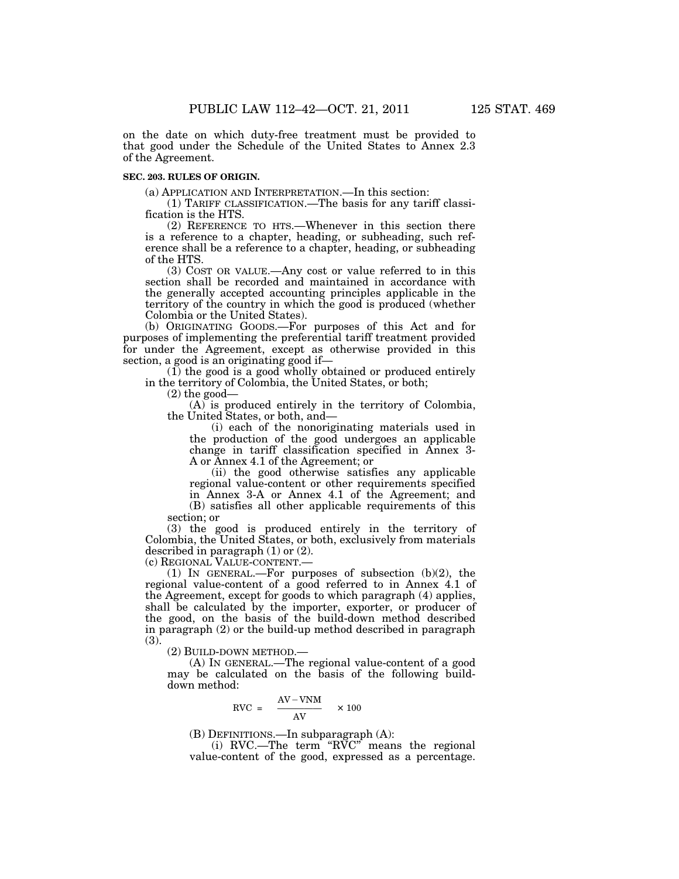on the date on which duty-free treatment must be provided to that good under the Schedule of the United States to Annex 2.3 of the Agreement.

**SEC. 203. RULES OF ORIGIN.**

(a) APPLICATION AND INTERPRETATION.—In this section:

(1) TARIFF CLASSIFICATION.—The basis for any tariff classification is the HTS.

(2) REFERENCE TO HTS.—Whenever in this section there is a reference to a chapter, heading, or subheading, such reference shall be a reference to a chapter, heading, or subheading of the HTS.

(3) COST OR VALUE.—Any cost or value referred to in this section shall be recorded and maintained in accordance with the generally accepted accounting principles applicable in the territory of the country in which the good is produced (whether Colombia or the United States).

(b) ORIGINATING GOODS.—For purposes of this Act and for purposes of implementing the preferential tariff treatment provided for under the Agreement, except as otherwise provided in this section, a good is an originating good if—

(1) the good is a good wholly obtained or produced entirely in the territory of Colombia, the United States, or both;

(2) the good—

(A) is produced entirely in the territory of Colombia, the United States, or both, and—

(i) each of the nonoriginating materials used in the production of the good undergoes an applicable change in tariff classification specified in Annex 3-A or Annex 4.1 of the Agreement; or

(ii) the good otherwise satisfies any applicable regional value-content or other requirements specified in Annex 3-A or Annex 4.1 of the Agreement; and

(B) satisfies all other applicable requirements of this section; or

(3) the good is produced entirely in the territory of Colombia, the United States, or both, exclusively from materials described in paragraph (1) or (2).

(c) REGIONAL VALUE-CONTENT.—

(1) IN GENERAL.—For purposes of subsection (b)(2), the regional value-content of a good referred to in Annex 4.1 of the Agreement, except for goods to which paragraph (4) applies, shall be calculated by the importer, exporter, or producer of the good, on the basis of the build-down method described in paragraph (2) or the build-up method described in paragraph (3).

(2) BUILD-DOWN METHOD.—

(A) IN GENERAL.—The regional value-content of a good may be calculated on the basis of the following build-down method:

$$RVC = \frac{AV - VNM}{AV} \times 100$$

(B) DEFINITIONS.—In subparagraph (A):

(i) RVC.—The term "RVC" means the regional value-content of the good, expressed as a percentage.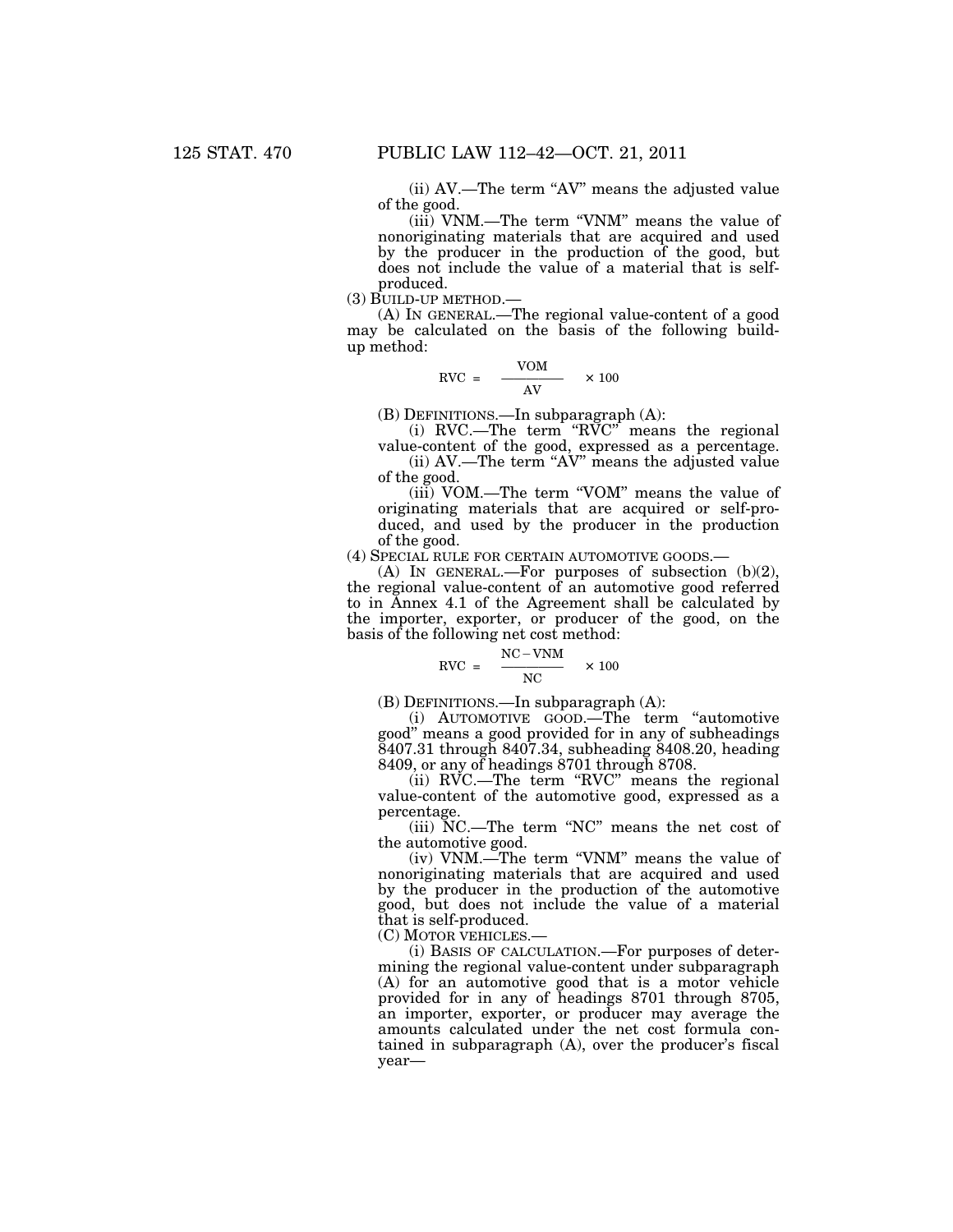(ii) AV.—The term "AV" means the adjusted value of the good.

(iii) VNM.—The term "VNM" means the value of nonoriginating materials that are acquired and used by the producer in the production of the good, but does not include the value of a material that is self-produced.

(3) BUILD-UP METHOD.—

(A) IN GENERAL.—The regional value-content of a good may be calculated on the basis of the following build-up method:

$$RVC = \frac{VOM}{AV} \times 100$$

(B) DEFINITIONS.—In subparagraph (A):

(i) RVC.—The term "RVC" means the regional value-content of the good, expressed as a percentage.

(ii) AV.—The term "AV" means the adjusted value of the good.

(iii) VOM.—The term "VOM" means the value of originating materials that are acquired or self-produced, and used by the producer in the production of the good.

(4) SPECIAL RULE FOR CERTAIN AUTOMOTIVE GOODS.—

(A) IN GENERAL.—For purposes of subsection (b)(2), the regional value-content of an automotive good referred to in Annex 4.1 of the Agreement shall be calculated by the importer, exporter, or producer of the good, on the basis of the following net cost method:

$$RVC = \frac{NC - VNM}{NC} \times 100$$

(B) DEFINITIONS.—In subparagraph (A):

(i) AUTOMOTIVE GOOD.—The term "automotive good" means a good provided for in any of subheadings 8407.31 through 8407.34, subheading 8408.20, heading 8409, or any of headings 8701 through 8708.

(ii) RVC.—The term "RVC" means the regional value-content of the automotive good, expressed as a percentage.

(iii) NC.—The term "NC" means the net cost of the automotive good.

(iv) VNM.—The term "VNM" means the value of nonoriginating materials that are acquired and used by the producer in the production of the automotive good, but does not include the value of a material that is self-produced.

(C) MOTOR VEHICLES.—

(i) BASIS OF CALCULATION.—For purposes of determining the regional value-content under subparagraph (A) for an automotive good that is a motor vehicle provided for in any of headings 8701 through 8705, an importer, exporter, or producer may average the amounts calculated under the net cost formula contained in subparagraph (A), over the producer's fiscal year—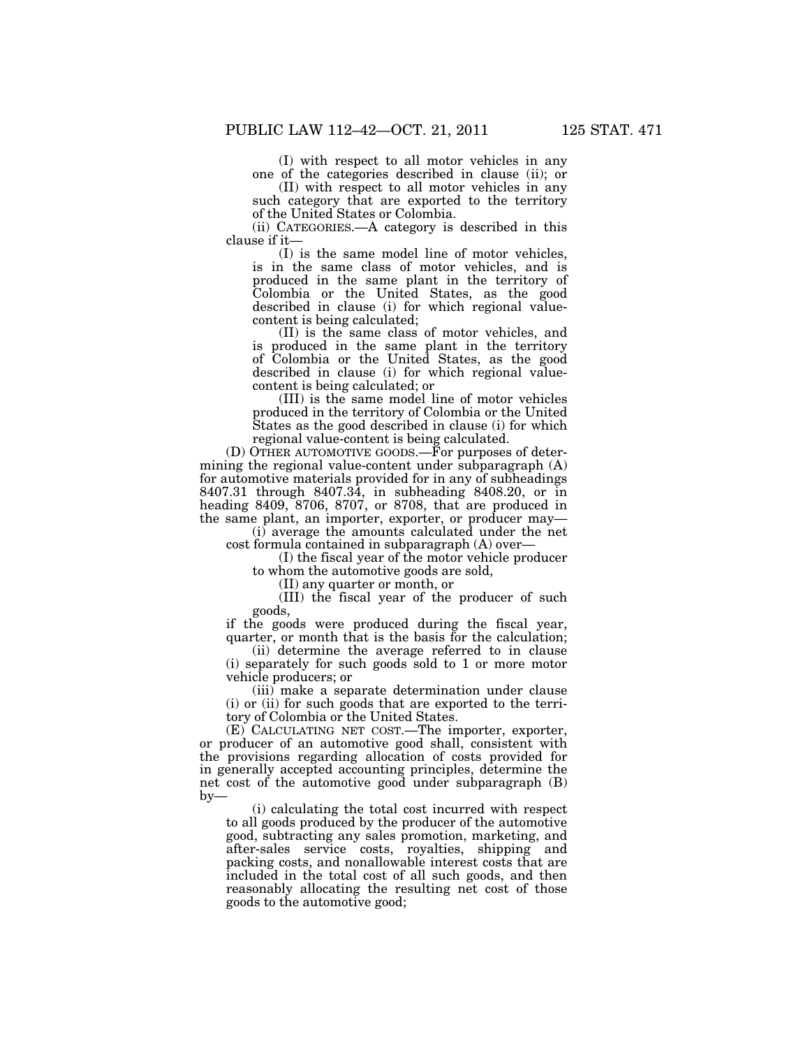(I) with respect to all motor vehicles in any one of the categories described in clause (ii); or

(II) with respect to all motor vehicles in any such category that are exported to the territory of the United States or Colombia.

(ii) CATEGORIES.—A category is described in this clause if it—

(I) is the same model line of motor vehicles, is in the same class of motor vehicles, and is produced in the same plant in the territory of Colombia or the United States, as the good described in clause (i) for which regional value-content is being calculated;

(II) is the same class of motor vehicles, and is produced in the same plant in the territory of Colombia or the United States, as the good described in clause (i) for which regional value-content is being calculated; or

(III) is the same model line of motor vehicles produced in the territory of Colombia or the United States as the good described in clause (i) for which regional value-content is being calculated.

(D) OTHER AUTOMOTIVE GOODS.—For purposes of determining the regional value-content under subparagraph (A) for automotive materials provided for in any of subheadings 8407.31 through 8407.34, in subheading 8408.20, or in heading 8409, 8706, 8707, or 8708, that are produced in the same plant, an importer, exporter, or producer may—

(i) average the amounts calculated under the net cost formula contained in subparagraph (A) over—

(I) the fiscal year of the motor vehicle producer to whom the automotive goods are sold,

(II) any quarter or month, or

(III) the fiscal year of the producer of such goods,

if the goods were produced during the fiscal year, quarter, or month that is the basis for the calculation;

(ii) determine the average referred to in clause (i) separately for such goods sold to 1 or more motor vehicle producers; or

(iii) make a separate determination under clause (i) or (ii) for such goods that are exported to the territory of Colombia or the United States.

(E) CALCULATING NET COST.—The importer, exporter, or producer of an automotive good shall, consistent with the provisions regarding allocation of costs provided for in generally accepted accounting principles, determine the net cost of the automotive good under subparagraph (B) by—

(i) calculating the total cost incurred with respect to all goods produced by the producer of the automotive good, subtracting any sales promotion, marketing, and after-sales service costs, royalties, shipping and packing costs, and nonallowable interest costs that are included in the total cost of all such goods, and then reasonably allocating the resulting net cost of those goods to the automotive good;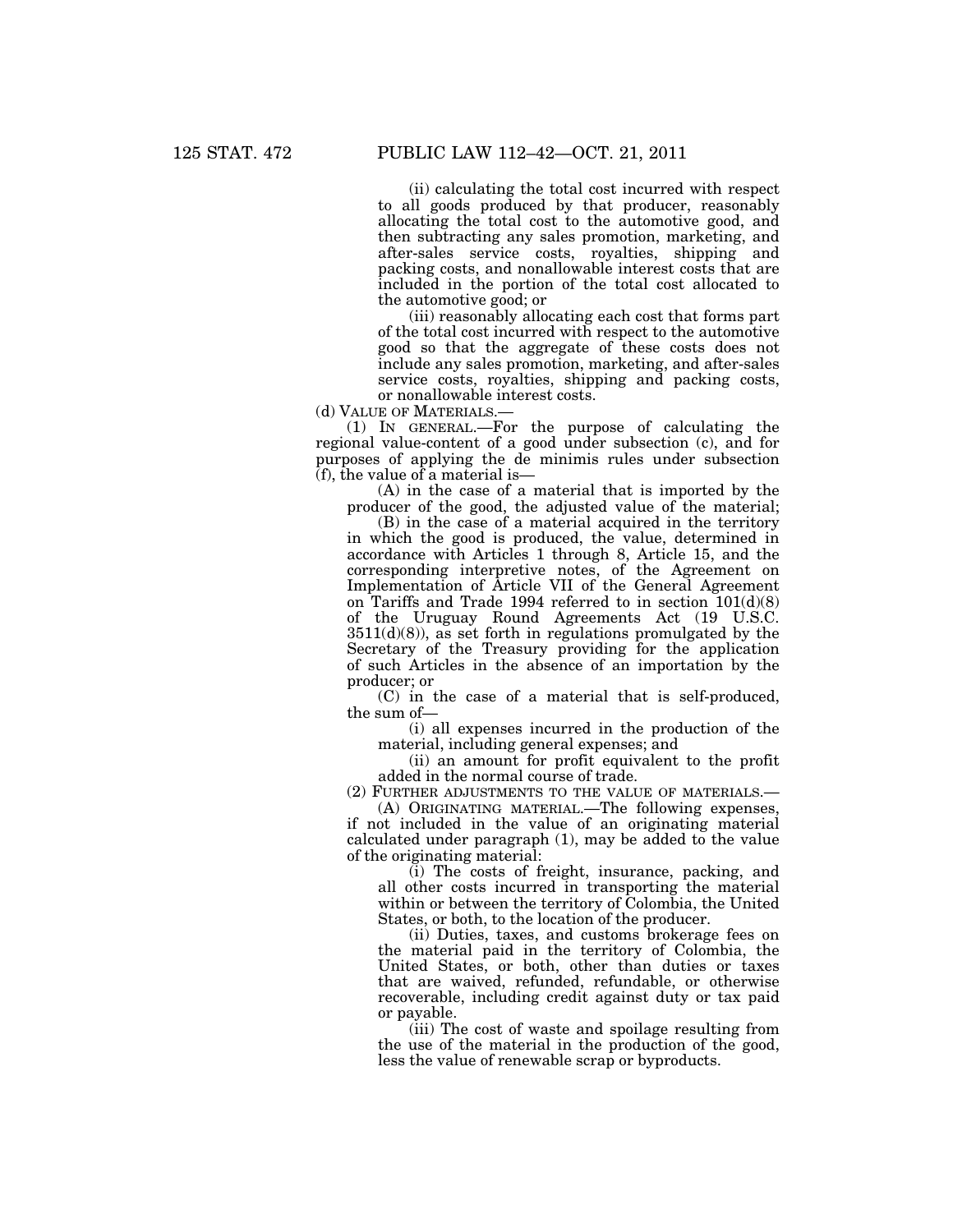(ii) calculating the total cost incurred with respect to all goods produced by that producer, reasonably allocating the total cost to the automotive good, and then subtracting any sales promotion, marketing, and after-sales service costs, royalties, shipping and packing costs, and nonallowable interest costs that are included in the portion of the total cost allocated to the automotive good; or

(iii) reasonably allocating each cost that forms part of the total cost incurred with respect to the automotive good so that the aggregate of these costs does not include any sales promotion, marketing, and after-sales service costs, royalties, shipping and packing costs, or nonallowable interest costs.

(d) VALUE OF MATERIALS.—

(1) IN GENERAL.—For the purpose of calculating the regional value-content of a good under subsection (c), and for purposes of applying the de minimis rules under subsection (f), the value of a material is—

(A) in the case of a material that is imported by the producer of the good, the adjusted value of the material;

(B) in the case of a material acquired in the territory in which the good is produced, the value, determined in accordance with Articles 1 through 8, Article 15, and the corresponding interpretive notes, of the Agreement on Implementation of Article VII of the General Agreement on Tariffs and Trade 1994 referred to in section 101(d)(8) of the Uruguay Round Agreements Act (19 U.S.C. 3511(d)(8)), as set forth in regulations promulgated by the Secretary of the Treasury providing for the application of such Articles in the absence of an importation by the producer; or

(C) in the case of a material that is self-produced, the sum of—

(i) all expenses incurred in the production of the material, including general expenses; and

(ii) an amount for profit equivalent to the profit added in the normal course of trade.

(2) FURTHER ADJUSTMENTS TO THE VALUE OF MATERIALS.—

(A) ORIGINATING MATERIAL.—The following expenses, if not included in the value of an originating material calculated under paragraph (1), may be added to the value of the originating material:

(i) The costs of freight, insurance, packing, and all other costs incurred in transporting the material within or between the territory of Colombia, the United States, or both, to the location of the producer.

(ii) Duties, taxes, and customs brokerage fees on the material paid in the territory of Colombia, the United States, or both, other than duties or taxes that are waived, refunded, refundable, or otherwise recoverable, including credit against duty or tax paid or payable.

(iii) The cost of waste and spoilage resulting from the use of the material in the production of the good, less the value of renewable scrap or byproducts.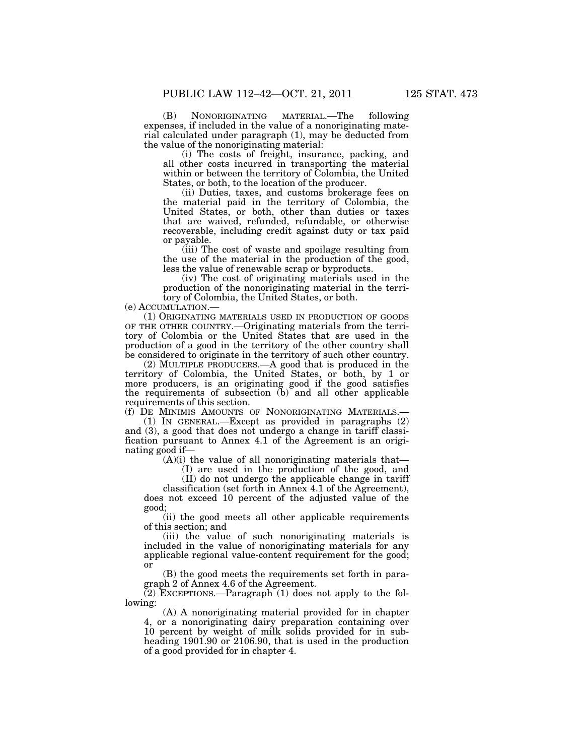(B) NONORIGINATING MATERIAL.—The following expenses, if included in the value of a nonoriginating material calculated under paragraph (1), may be deducted from the value of the nonoriginating material:

(i) The costs of freight, insurance, packing, and all other costs incurred in transporting the material within or between the territory of Colombia, the United States, or both, to the location of the producer.

(ii) Duties, taxes, and customs brokerage fees on the material paid in the territory of Colombia, the United States, or both, other than duties or taxes that are waived, refunded, refundable, or otherwise recoverable, including credit against duty or tax paid or payable.

(iii) The cost of waste and spoilage resulting from the use of the material in the production of the good, less the value of renewable scrap or byproducts.

(iv) The cost of originating materials used in the production of the nonoriginating material in the territory of Colombia, the United States, or both.

(e) ACCUMULATION.—

(1) ORIGINATING MATERIALS USED IN PRODUCTION OF GOODS OF THE OTHER COUNTRY.—Originating materials from the territory of Colombia or the United States that are used in the production of a good in the territory of the other country shall be considered to originate in the territory of such other country.

(2) MULTIPLE PRODUCERS.—A good that is produced in the territory of Colombia, the United States, or both, by 1 or more producers, is an originating good if the good satisfies the requirements of subsection (b) and all other applicable requirements of this section.

(f) DE MINIMIS AMOUNTS OF NONORIGINATING MATERIALS.—

(1) IN GENERAL.—Except as provided in paragraphs (2) and (3), a good that does not undergo a change in tariff classification pursuant to Annex 4.1 of the Agreement is an originating good if—

(A)(i) the value of all nonoriginating materials that—

(I) are used in the production of the good, and

(II) do not undergo the applicable change in tariff classification (set forth in Annex 4.1 of the Agreement),

does not exceed 10 percent of the adjusted value of the good;

(ii) the good meets all other applicable requirements of this section; and

(iii) the value of such nonoriginating materials is included in the value of nonoriginating materials for any applicable regional value-content requirement for the good; or

(B) the good meets the requirements set forth in paragraph 2 of Annex 4.6 of the Agreement.

(2) EXCEPTIONS.—Paragraph (1) does not apply to the following:

(A) A nonoriginating material provided for in chapter 4, or a nonoriginating dairy preparation containing over 10 percent by weight of milk solids provided for in subheading 1901.90 or 2106.90, that is used in the production of a good provided for in chapter 4.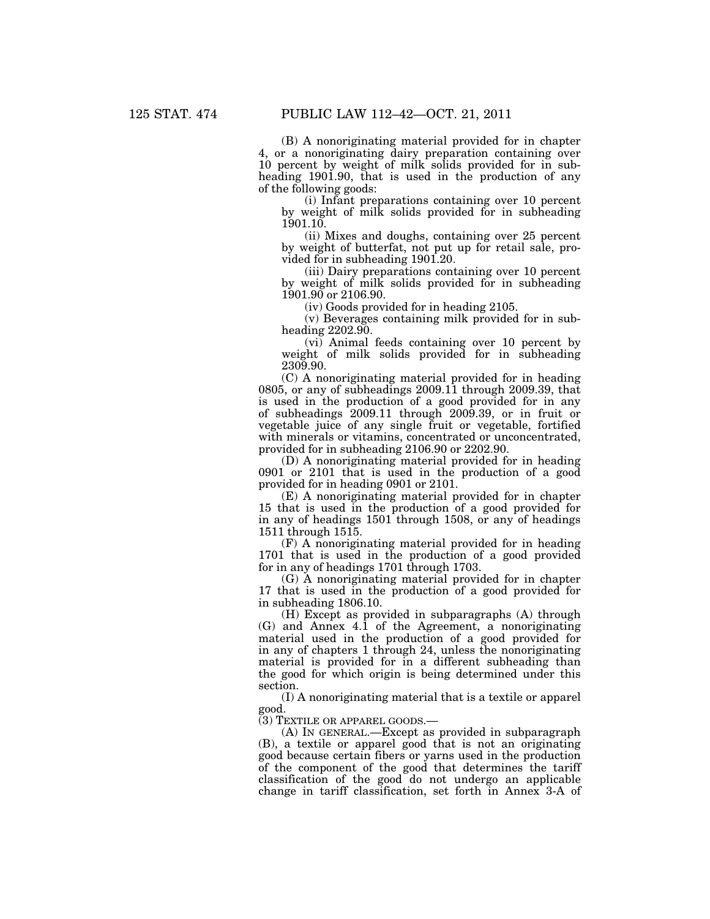(B) A nonoriginating material provided for in chapter 4, or a nonoriginating dairy preparation containing over 10 percent by weight of milk solids provided for in subheading 1901.90, that is used in the production of any of the following goods:

(i) Infant preparations containing over 10 percent by weight of milk solids provided for in subheading 1901.10.

(ii) Mixes and doughs, containing over 25 percent by weight of butterfat, not put up for retail sale, provided for in subheading 1901.20.

(iii) Dairy preparations containing over 10 percent by weight of milk solids provided for in subheading 1901.90 or 2106.90.

(iv) Goods provided for in heading 2105.

(v) Beverages containing milk provided for in subheading 2202.90.

(vi) Animal feeds containing over 10 percent by weight of milk solids provided for in subheading 2309.90.

(C) A nonoriginating material provided for in heading 0805, or any of subheadings 2009.11 through 2009.39, that is used in the production of a good provided for in any of subheadings 2009.11 through 2009.39, or in fruit or vegetable juice of any single fruit or vegetable, fortified with minerals or vitamins, concentrated or unconcentrated, provided for in subheading 2106.90 or 2202.90.

(D) A nonoriginating material provided for in heading 0901 or 2101 that is used in the production of a good provided for in heading 0901 or 2101.

(E) A nonoriginating material provided for in chapter 15 that is used in the production of a good provided for in any of headings 1501 through 1508, or any of headings 1511 through 1515.

(F) A nonoriginating material provided for in heading 1701 that is used in the production of a good provided for in any of headings 1701 through 1703.

(G) A nonoriginating material provided for in chapter 17 that is used in the production of a good provided for in subheading 1806.10.

(H) Except as provided in subparagraphs (A) through (G) and Annex 4.1 of the Agreement, a nonoriginating material used in the production of a good provided for in any of chapters 1 through 24, unless the nonoriginating material is provided for in a different subheading than the good for which origin is being determined under this section.

(I) A nonoriginating material that is a textile or apparel good.

(3) TEXTILE OR APPAREL GOODS.—

(A) IN GENERAL.—Except as provided in subparagraph (B), a textile or apparel good that is not an originating good because certain fibers or yarns used in the production of the component of the good that determines the tariff classification of the good do not undergo an applicable change in tariff classification, set forth in Annex 3-A of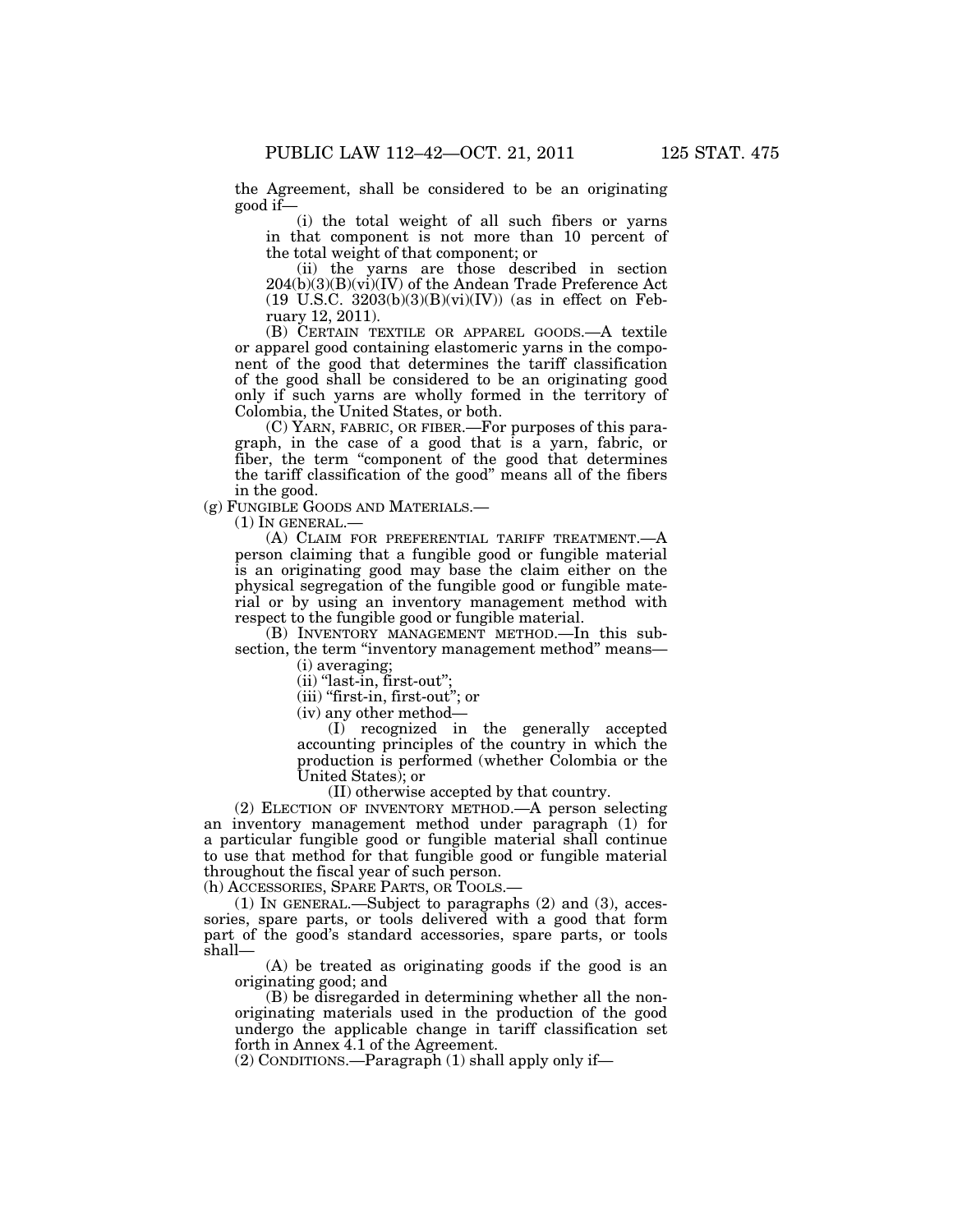the Agreement, shall be considered to be an originating good if—

(i) the total weight of all such fibers or yarns in that component is not more than 10 percent of the total weight of that component; or

(ii) the yarns are those described in section 204(b)(3)(B)(vi)(IV) of the Andean Trade Preference Act (19 U.S.C. 3203(b)(3)(B)(vi)(IV)) (as in effect on February 12, 2011).

(B) CERTAIN TEXTILE OR APPAREL GOODS.—A textile or apparel good containing elastomeric yarns in the component of the good that determines the tariff classification of the good shall be considered to be an originating good only if such yarns are wholly formed in the territory of Colombia, the United States, or both.

(C) YARN, FABRIC, OR FIBER.—For purposes of this paragraph, in the case of a good that is a yarn, fabric, or fiber, the term "component of the good that determines the tariff classification of the good" means all of the fibers in the good.

(g) FUNGIBLE GOODS AND MATERIALS.—

(1) IN GENERAL.—

(A) CLAIM FOR PREFERENTIAL TARIFF TREATMENT.—A person claiming that a fungible good or fungible material is an originating good may base the claim either on the physical segregation of the fungible good or fungible material or by using an inventory management method with respect to the fungible good or fungible material.

(B) INVENTORY MANAGEMENT METHOD.—In this subsection, the term "inventory management method" means—

(i) averaging;

(ii) "last-in, first-out";

(iii) "first-in, first-out"; or

(iv) any other method—

(I) recognized in the generally accepted accounting principles of the country in which the production is performed (whether Colombia or the United States); or

(II) otherwise accepted by that country.

(2) ELECTION OF INVENTORY METHOD.—A person selecting an inventory management method under paragraph (1) for a particular fungible good or fungible material shall continue to use that method for that fungible good or fungible material throughout the fiscal year of such person.

(h) ACCESSORIES, SPARE PARTS, OR TOOLS.—

(1) IN GENERAL.—Subject to paragraphs (2) and (3), accessories, spare parts, or tools delivered with a good that form part of the good's standard accessories, spare parts, or tools shall—

(A) be treated as originating goods if the good is an originating good; and

(B) be disregarded in determining whether all the non-originating materials used in the production of the good undergo the applicable change in tariff classification set forth in Annex 4.1 of the Agreement.

(2) CONDITIONS.—Paragraph (1) shall apply only if—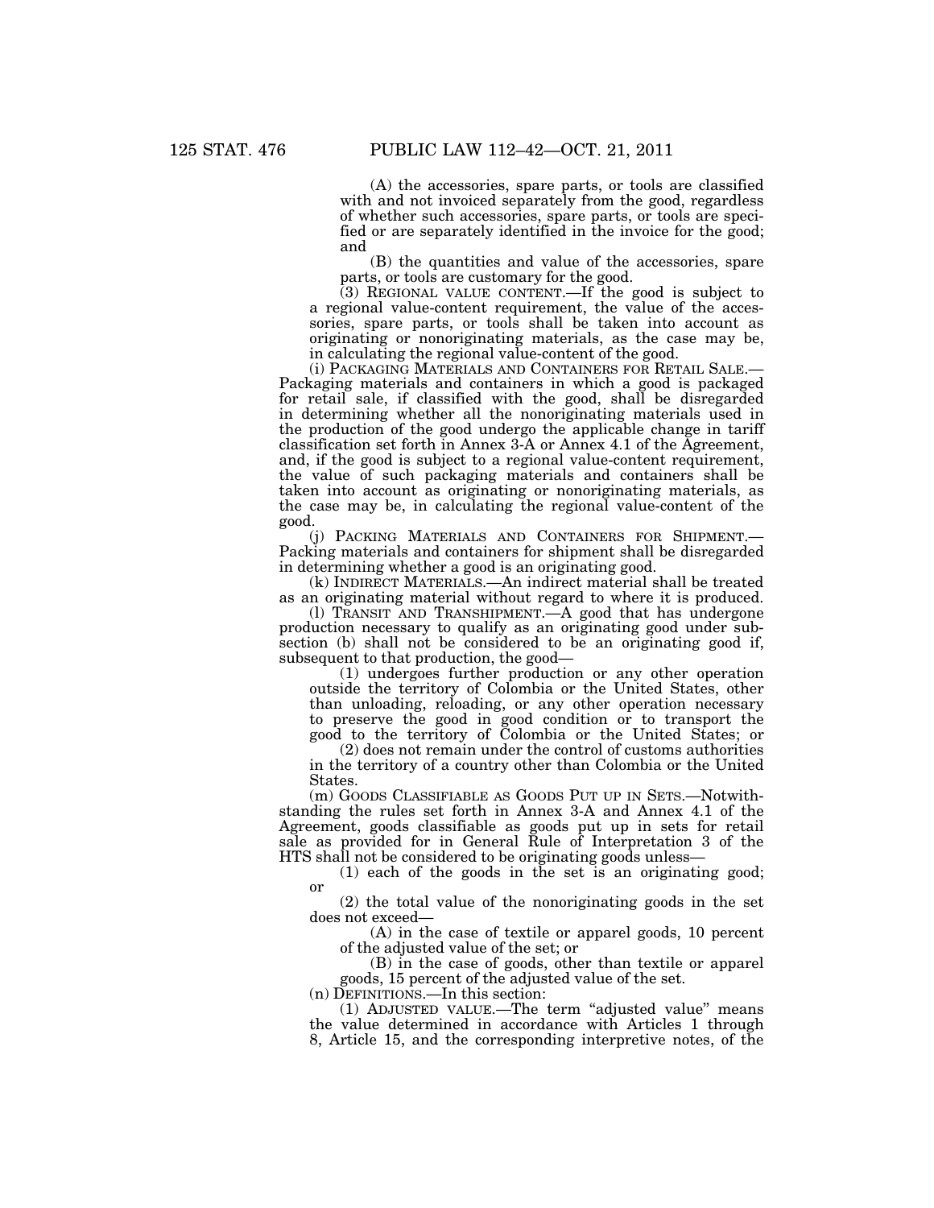(A) the accessories, spare parts, or tools are classified with and not invoiced separately from the good, regardless of whether such accessories, spare parts, or tools are specified or are separately identified in the invoice for the good; and

(B) the quantities and value of the accessories, spare parts, or tools are customary for the good.

(3) REGIONAL VALUE CONTENT.—If the good is subject to a regional value-content requirement, the value of the accessories, spare parts, or tools shall be taken into account as originating or nonoriginating materials, as the case may be, in calculating the regional value-content of the good.

(i) PACKAGING MATERIALS AND CONTAINERS FOR RETAIL SALE.—Packaging materials and containers in which a good is packaged for retail sale, if classified with the good, shall be disregarded in determining whether all the nonoriginating materials used in the production of the good undergo the applicable change in tariff classification set forth in Annex 3-A or Annex 4.1 of the Agreement, and, if the good is subject to a regional value-content requirement, the value of such packaging materials and containers shall be taken into account as originating or nonoriginating materials, as the case may be, in calculating the regional value-content of the good.

(j) PACKING MATERIALS AND CONTAINERS FOR SHIPMENT.—Packing materials and containers for shipment shall be disregarded in determining whether a good is an originating good.

(k) INDIRECT MATERIALS.—An indirect material shall be treated as an originating material without regard to where it is produced.

(l) TRANSIT AND TRANSHIPMENT.—A good that has undergone production necessary to qualify as an originating good under subsection (b) shall not be considered to be an originating good if, subsequent to that production, the good—

(1) undergoes further production or any other operation outside the territory of Colombia or the United States, other than unloading, reloading, or any other operation necessary to preserve the good in good condition or to transport the good to the territory of Colombia or the United States; or

(2) does not remain under the control of customs authorities in the territory of a country other than Colombia or the United States.

(m) GOODS CLASSIFIABLE AS GOODS PUT UP IN SETS.—Notwithstanding the rules set forth in Annex 3-A and Annex 4.1 of the Agreement, goods classifiable as goods put up in sets for retail sale as provided for in General Rule of Interpretation 3 of the HTS shall not be considered to be originating goods unless—

(1) each of the goods in the set is an originating good; or

(2) the total value of the nonoriginating goods in the set does not exceed—

(A) in the case of textile or apparel goods, 10 percent of the adjusted value of the set; or

(B) in the case of goods, other than textile or apparel goods, 15 percent of the adjusted value of the set.

(n) DEFINITIONS.—In this section:

(1) ADJUSTED VALUE.—The term "adjusted value" means the value determined in accordance with Articles 1 through 8, Article 15, and the corresponding interpretive notes, of the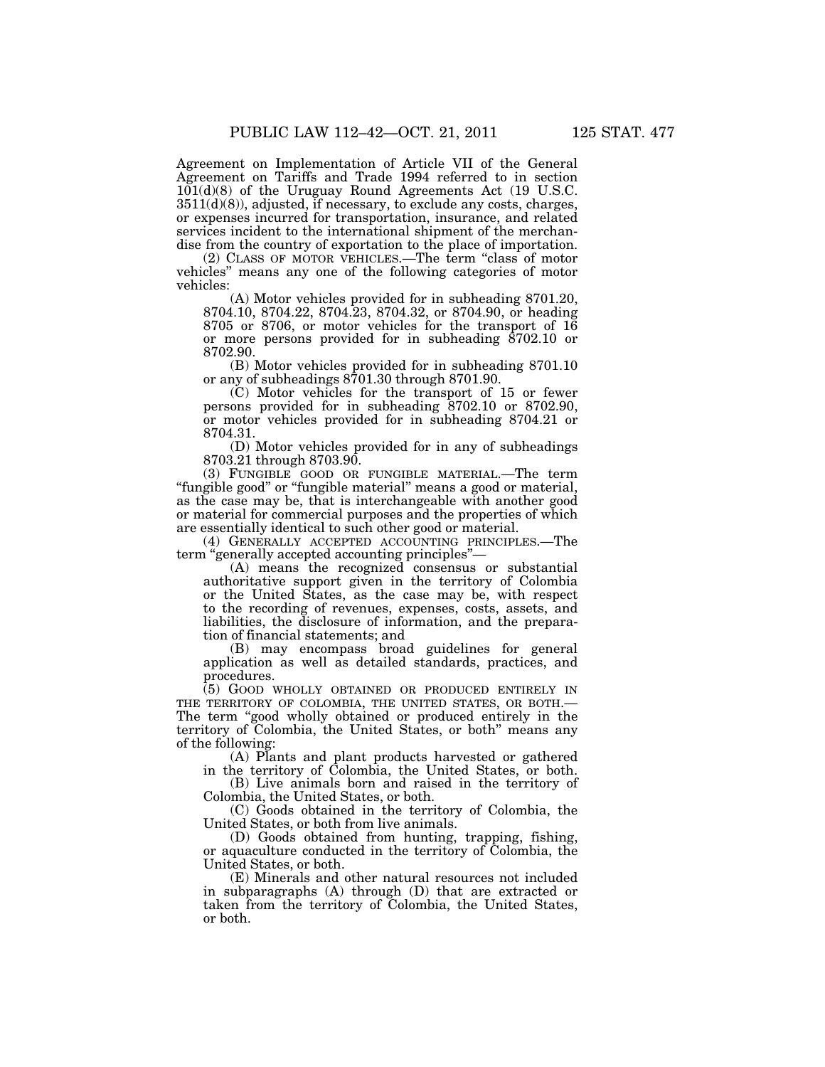Agreement on Implementation of Article VII of the General Agreement on Tariffs and Trade 1994 referred to in section 101(d)(8) of the Uruguay Round Agreements Act (19 U.S.C. 3511(d)(8)), adjusted, if necessary, to exclude any costs, charges, or expenses incurred for transportation, insurance, and related services incident to the international shipment of the merchandise from the country of exportation to the place of importation.

(2) CLASS OF MOTOR VEHICLES.—The term "class of motor vehicles" means any one of the following categories of motor vehicles:

(A) Motor vehicles provided for in subheading 8701.20, 8704.10, 8704.22, 8704.23, 8704.32, or 8704.90, or heading 8705 or 8706, or motor vehicles for the transport of 16 or more persons provided for in subheading 8702.10 or 8702.90.

(B) Motor vehicles provided for in subheading 8701.10 or any of subheadings 8701.30 through 8701.90.

(C) Motor vehicles for the transport of 15 or fewer persons provided for in subheading 8702.10 or 8702.90, or motor vehicles provided for in subheading 8704.21 or 8704.31.

(D) Motor vehicles provided for in any of subheadings 8703.21 through 8703.90.

(3) FUNGIBLE GOOD OR FUNGIBLE MATERIAL.—The term "fungible good" or "fungible material" means a good or material, as the case may be, that is interchangeable with another good or material for commercial purposes and the properties of which are essentially identical to such other good or material.

(4) GENERALLY ACCEPTED ACCOUNTING PRINCIPLES.—The term "generally accepted accounting principles"—

(A) means the recognized consensus or substantial authoritative support given in the territory of Colombia or the United States, as the case may be, with respect to the recording of revenues, expenses, costs, assets, and liabilities, the disclosure of information, and the preparation of financial statements; and

(B) may encompass broad guidelines for general application as well as detailed standards, practices, and procedures.

(5) GOOD WHOLLY OBTAINED OR PRODUCED ENTIRELY IN THE TERRITORY OF COLOMBIA, THE UNITED STATES, OR BOTH.—The term "good wholly obtained or produced entirely in the territory of Colombia, the United States, or both" means any of the following:

(A) Plants and plant products harvested or gathered in the territory of Colombia, the United States, or both.

(B) Live animals born and raised in the territory of Colombia, the United States, or both.

(C) Goods obtained in the territory of Colombia, the United States, or both from live animals.

(D) Goods obtained from hunting, trapping, fishing, or aquaculture conducted in the territory of Colombia, the United States, or both.

(E) Minerals and other natural resources not included in subparagraphs (A) through (D) that are extracted or taken from the territory of Colombia, the United States, or both.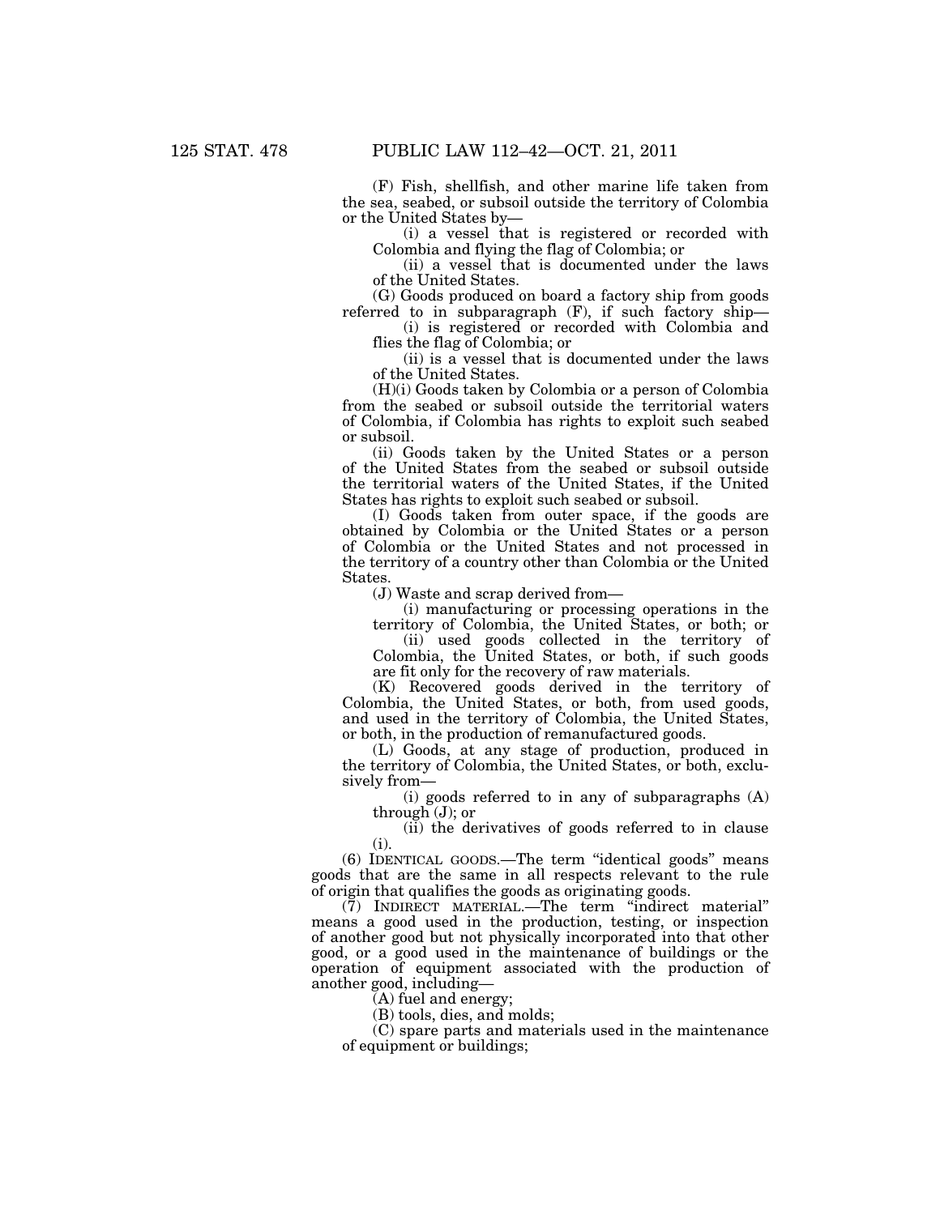(F) Fish, shellfish, and other marine life taken from the sea, seabed, or subsoil outside the territory of Colombia or the United States by—

(i) a vessel that is registered or recorded with Colombia and flying the flag of Colombia; or

(ii) a vessel that is documented under the laws of the United States.

(G) Goods produced on board a factory ship from goods referred to in subparagraph (F), if such factory ship—

(i) is registered or recorded with Colombia and flies the flag of Colombia; or

(ii) is a vessel that is documented under the laws of the United States.

(H)(i) Goods taken by Colombia or a person of Colombia from the seabed or subsoil outside the territorial waters of Colombia, if Colombia has rights to exploit such seabed or subsoil.

(ii) Goods taken by the United States or a person of the United States from the seabed or subsoil outside the territorial waters of the United States, if the United States has rights to exploit such seabed or subsoil.

(I) Goods taken from outer space, if the goods are obtained by Colombia or the United States or a person of Colombia or the United States and not processed in the territory of a country other than Colombia or the United States.

(J) Waste and scrap derived from—

(i) manufacturing or processing operations in the territory of Colombia, the United States, or both; or

(ii) used goods collected in the territory of Colombia, the United States, or both, if such goods are fit only for the recovery of raw materials.

(K) Recovered goods derived in the territory of Colombia, the United States, or both, from used goods, and used in the territory of Colombia, the United States, or both, in the production of remanufactured goods.

(L) Goods, at any stage of production, produced in the territory of Colombia, the United States, or both, exclusively from—

(i) goods referred to in any of subparagraphs (A) through (J); or

(ii) the derivatives of goods referred to in clause (i).

(6) IDENTICAL GOODS.—The term "identical goods" means goods that are the same in all respects relevant to the rule of origin that qualifies the goods as originating goods.

(7) INDIRECT MATERIAL.—The term "indirect material" means a good used in the production, testing, or inspection of another good but not physically incorporated into that other good, or a good used in the maintenance of buildings or the operation of equipment associated with the production of another good, including—

(A) fuel and energy;

(B) tools, dies, and molds;

(C) spare parts and materials used in the maintenance of equipment or buildings;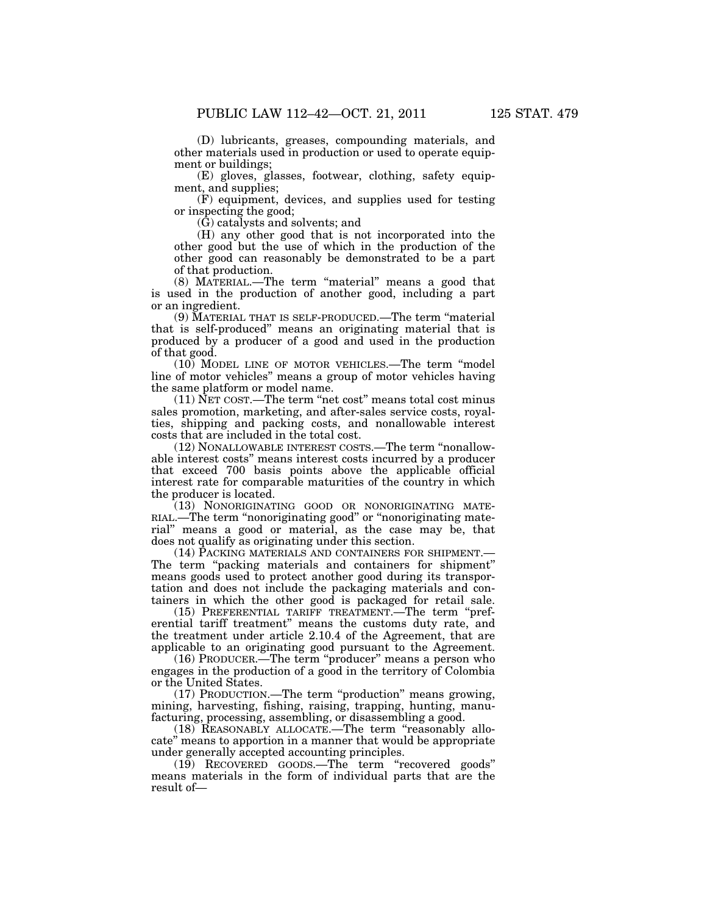(D) lubricants, greases, compounding materials, and other materials used in production or used to operate equipment or buildings;

(E) gloves, glasses, footwear, clothing, safety equipment, and supplies;

(F) equipment, devices, and supplies used for testing or inspecting the good;

(G) catalysts and solvents; and

(H) any other good that is not incorporated into the other good but the use of which in the production of the other good can reasonably be demonstrated to be a part of that production.

(8) MATERIAL.—The term "material" means a good that is used in the production of another good, including a part or an ingredient.

(9) MATERIAL THAT IS SELF-PRODUCED.—The term "material that is self-produced" means an originating material that is produced by a producer of a good and used in the production of that good.

(10) MODEL LINE OF MOTOR VEHICLES.—The term "model line of motor vehicles" means a group of motor vehicles having the same platform or model name.

(11) NET COST.—The term "net cost" means total cost minus sales promotion, marketing, and after-sales service costs, royalties, shipping and packing costs, and nonallowable interest costs that are included in the total cost.

(12) NONALLOWABLE INTEREST COSTS.—The term "nonallowable interest costs" means interest costs incurred by a producer that exceed 700 basis points above the applicable official interest rate for comparable maturities of the country in which the producer is located.

(13) NONORIGINATING GOOD OR NONORIGINATING MATERIAL.—The term "nonoriginating good" or "nonoriginating material" means a good or material, as the case may be, that does not qualify as originating under this section.

(14) PACKING MATERIALS AND CONTAINERS FOR SHIPMENT.—The term "packing materials and containers for shipment" means goods used to protect another good during its transportation and does not include the packaging materials and containers in which the other good is packaged for retail sale.

(15) PREFERENTIAL TARIFF TREATMENT.—The term "preferential tariff treatment" means the customs duty rate, and the treatment under article 2.10.4 of the Agreement, that are applicable to an originating good pursuant to the Agreement.

(16) PRODUCER.—The term "producer" means a person who engages in the production of a good in the territory of Colombia or the United States.

(17) PRODUCTION.—The term "production" means growing, mining, harvesting, fishing, raising, trapping, hunting, manufacturing, processing, assembling, or disassembling a good.

(18) REASONABLY ALLOCATE.—The term "reasonably allocate" means to apportion in a manner that would be appropriate under generally accepted accounting principles.

(19) RECOVERED GOODS.—The term "recovered goods" means materials in the form of individual parts that are the result of—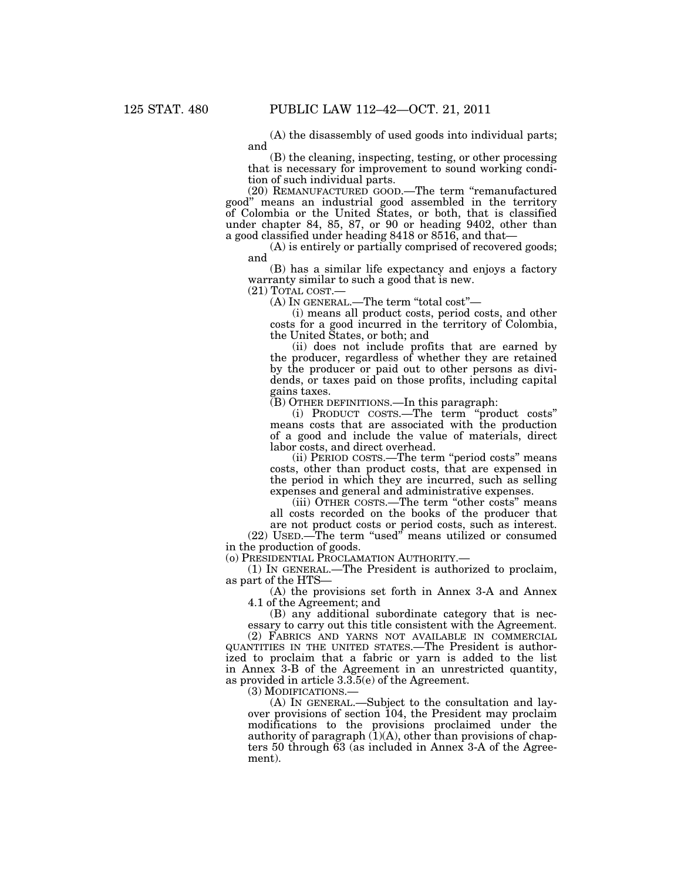(A) the disassembly of used goods into individual parts; and

(B) the cleaning, inspecting, testing, or other processing that is necessary for improvement to sound working condition of such individual parts.

(20) REMANUFACTURED GOOD.—The term "remanufactured good" means an industrial good assembled in the territory of Colombia or the United States, or both, that is classified under chapter 84, 85, 87, or 90 or heading 9402, other than a good classified under heading 8418 or 8516, and that—

(A) is entirely or partially comprised of recovered goods; and

(B) has a similar life expectancy and enjoys a factory warranty similar to such a good that is new.

(21) TOTAL COST.—

(A) IN GENERAL.—The term "total cost"—

(i) means all product costs, period costs, and other costs for a good incurred in the territory of Colombia, the United States, or both; and

(ii) does not include profits that are earned by the producer, regardless of whether they are retained by the producer or paid out to other persons as dividends, or taxes paid on those profits, including capital gains taxes.

(B) OTHER DEFINITIONS.—In this paragraph:

(i) PRODUCT COSTS.—The term "product costs" means costs that are associated with the production of a good and include the value of materials, direct labor costs, and direct overhead.

(ii) PERIOD COSTS.—The term "period costs" means costs, other than product costs, that are expensed in the period in which they are incurred, such as selling expenses and general and administrative expenses.

(iii) OTHER COSTS.—The term "other costs" means all costs recorded on the books of the producer that are not product costs or period costs, such as interest.

(22) USED.—The term "used" means utilized or consumed in the production of goods.

(o) PRESIDENTIAL PROCLAMATION AUTHORITY.—

(1) IN GENERAL.—The President is authorized to proclaim, as part of the HTS—

(A) the provisions set forth in Annex 3-A and Annex 4.1 of the Agreement; and

(B) any additional subordinate category that is necessary to carry out this title consistent with the Agreement.

(2) FABRICS AND YARNS NOT AVAILABLE IN COMMERCIAL QUANTITIES IN THE UNITED STATES.—The President is authorized to proclaim that a fabric or yarn is added to the list in Annex 3-B of the Agreement in an unrestricted quantity, as provided in article 3.3.5(e) of the Agreement.

(3) MODIFICATIONS.—

(A) IN GENERAL.—Subject to the consultation and layover provisions of section 104, the President may proclaim modifications to the provisions proclaimed under the authority of paragraph (1)(A), other than provisions of chapters 50 through 63 (as included in Annex 3-A of the Agreement).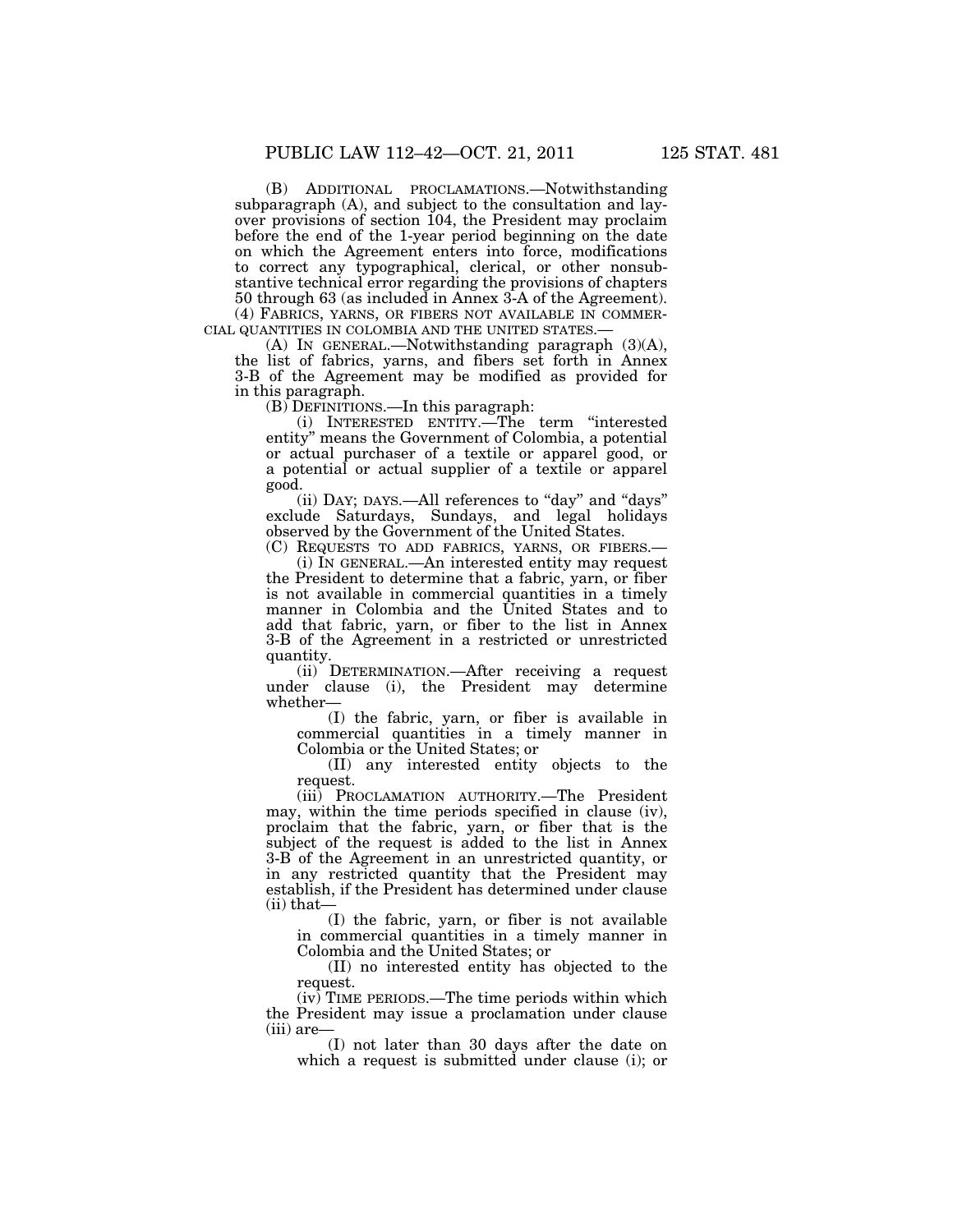(B) ADDITIONAL PROCLAMATIONS.—Notwithstanding subparagraph (A), and subject to the consultation and layover provisions of section 104, the President may proclaim before the end of the 1-year period beginning on the date on which the Agreement enters into force, modifications to correct any typographical, clerical, or other nonsubstantive technical error regarding the provisions of chapters 50 through 63 (as included in Annex 3-A of the Agreement).

(4) FABRICS, YARNS, OR FIBERS NOT AVAILABLE IN COMMERCIAL QUANTITIES IN COLOMBIA AND THE UNITED STATES.—

(A) IN GENERAL.—Notwithstanding paragraph (3)(A), the list of fabrics, yarns, and fibers set forth in Annex 3-B of the Agreement may be modified as provided for in this paragraph.

(B) DEFINITIONS.—In this paragraph:

(i) INTERESTED ENTITY.—The term "interested entity" means the Government of Colombia, a potential or actual purchaser of a textile or apparel good, or a potential or actual supplier of a textile or apparel good.

(ii) DAY; DAYS.—All references to "day" and "days" exclude Saturdays, Sundays, and legal holidays observed by the Government of the United States.

(C) REQUESTS TO ADD FABRICS, YARNS, OR FIBERS.—

(i) IN GENERAL.—An interested entity may request the President to determine that a fabric, yarn, or fiber is not available in commercial quantities in a timely manner in Colombia and the United States and to add that fabric, yarn, or fiber to the list in Annex 3-B of the Agreement in a restricted or unrestricted quantity.

(ii) DETERMINATION.—After receiving a request under clause (i), the President may determine whether—

(I) the fabric, yarn, or fiber is available in commercial quantities in a timely manner in Colombia or the United States; or

(II) any interested entity objects to the request.

(iii) PROCLAMATION AUTHORITY.—The President may, within the time periods specified in clause (iv), proclaim that the fabric, yarn, or fiber that is the subject of the request is added to the list in Annex 3-B of the Agreement in an unrestricted quantity, or in any restricted quantity that the President may establish, if the President has determined under clause (ii) that—

(I) the fabric, yarn, or fiber is not available in commercial quantities in a timely manner in Colombia and the United States; or

(II) no interested entity has objected to the request.

(iv) TIME PERIODS.—The time periods within which the President may issue a proclamation under clause (iii) are—

(I) not later than 30 days after the date on which a request is submitted under clause (i); or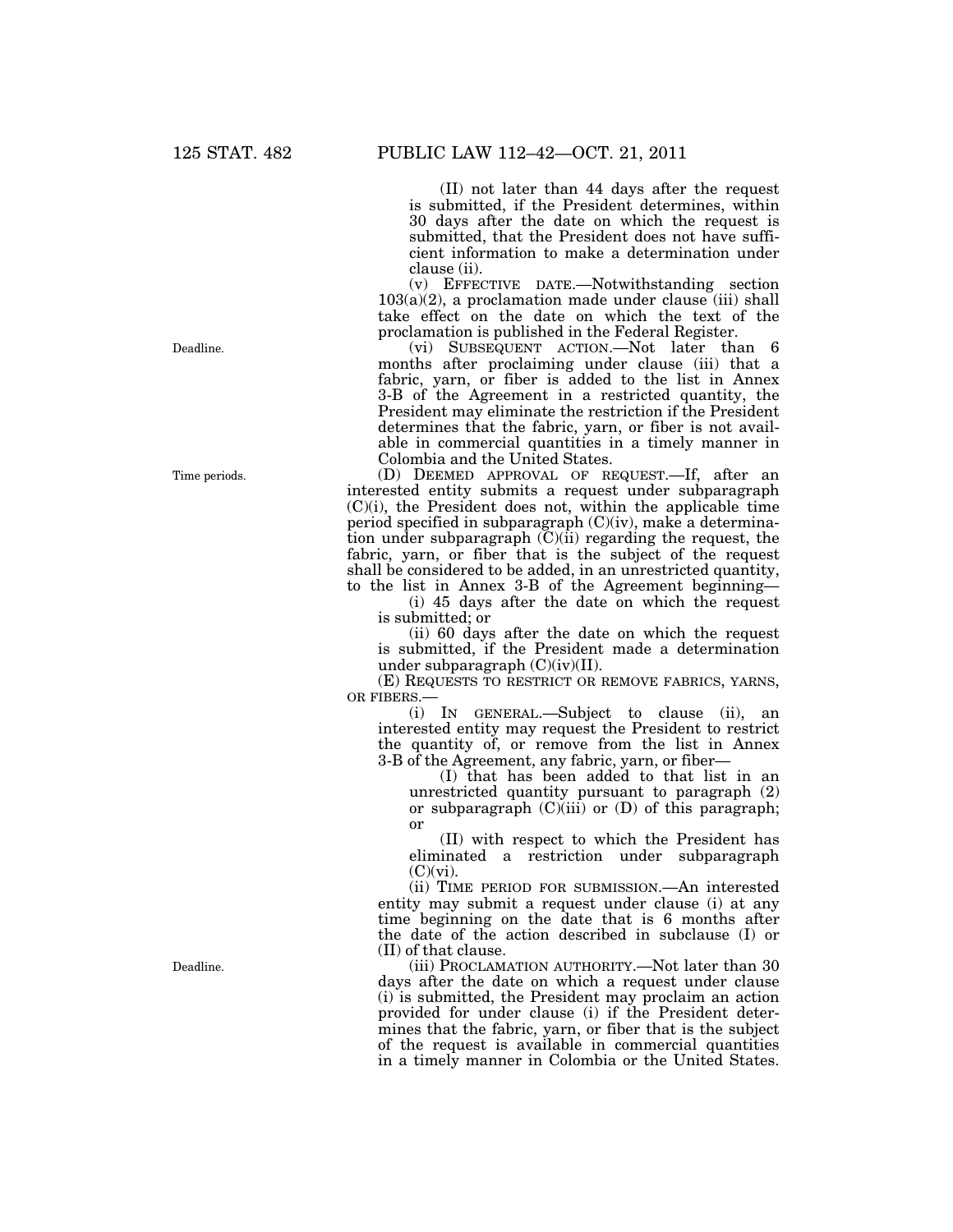(II) not later than 44 days after the request is submitted, if the President determines, within 30 days after the date on which the request is submitted, that the President does not have sufficient information to make a determination under clause (ii).

(v) EFFECTIVE DATE.—Notwithstanding section 103(a)(2), a proclamation made under clause (iii) shall take effect on the date on which the text of the proclamation is published in the Federal Register.

(vi) SUBSEQUENT ACTION.—Not later than 6 months after proclaiming under clause (iii) that a fabric, yarn, or fiber is added to the list in Annex 3-B of the Agreement in a restricted quantity, the President may eliminate the restriction if the President determines that the fabric, yarn, or fiber is not available in commercial quantities in a timely manner in Colombia and the United States.

(D) DEEMED APPROVAL OF REQUEST.—If, after an interested entity submits a request under subparagraph (C)(i), the President does not, within the applicable time period specified in subparagraph (C)(iv), make a determination under subparagraph (C)(ii) regarding the request, the fabric, yarn, or fiber that is the subject of the request shall be considered to be added, in an unrestricted quantity, to the list in Annex 3-B of the Agreement beginning—

(i) 45 days after the date on which the request is submitted; or

(ii) 60 days after the date on which the request is submitted, if the President made a determination under subparagraph (C)(iv)(II).

(E) REQUESTS TO RESTRICT OR REMOVE FABRICS, YARNS, OR FIBERS.—

(i) IN GENERAL.—Subject to clause (ii), an interested entity may request the President to restrict the quantity of, or remove from the list in Annex 3-B of the Agreement, any fabric, yarn, or fiber—

(I) that has been added to that list in an unrestricted quantity pursuant to paragraph (2) or subparagraph (C)(iii) or (D) of this paragraph; or

(II) with respect to which the President has eliminated a restriction under subparagraph (C)(vi).

(ii) TIME PERIOD FOR SUBMISSION.—An interested entity may submit a request under clause (i) at any time beginning on the date that is 6 months after the date of the action described in subclause (I) or (II) of that clause.

(iii) PROCLAMATION AUTHORITY.—Not later than 30 days after the date on which a request under clause (i) is submitted, the President may proclaim an action provided for under clause (i) if the President determines that the fabric, yarn, or fiber that is the subject of the request is available in commercial quantities in a timely manner in Colombia or the United States.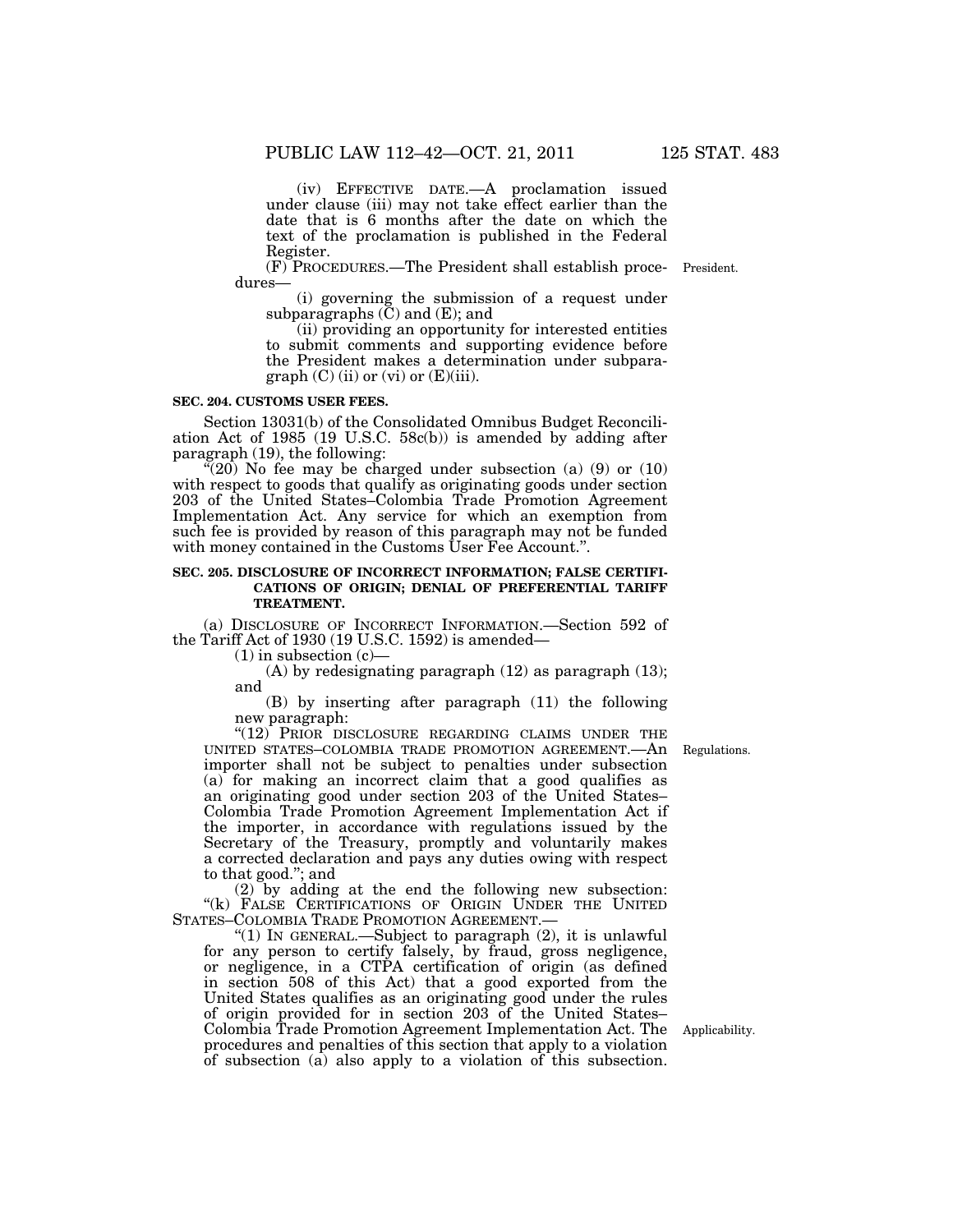(iv) EFFECTIVE DATE.—A proclamation issued under clause (iii) may not take effect earlier than the date that is 6 months after the date on which the text of the proclamation is published in the Federal Register.

(F) PROCEDURES.—The President shall establish procedures—

(i) governing the submission of a request under subparagraphs (C) and (E); and

(ii) providing an opportunity for interested entities to submit comments and supporting evidence before the President makes a determination under subparagraph (C) (ii) or (vi) or (E)(iii).

President.

**SEC. 204. CUSTOMS USER FEES.**

Section 13031(b) of the Consolidated Omnibus Budget Reconciliation Act of 1985 (19 U.S.C. 58c(b)) is amended by adding after paragraph (19), the following:

"(20) No fee may be charged under subsection (a) (9) or (10) with respect to goods that qualify as originating goods under section 203 of the United States–Colombia Trade Promotion Agreement Implementation Act. Any service for which an exemption from such fee is provided by reason of this paragraph may not be funded with money contained in the Customs User Fee Account.".

**SEC. 205. DISCLOSURE OF INCORRECT INFORMATION; FALSE CERTIFICATIONS OF ORIGIN; DENIAL OF PREFERENTIAL TARIFF TREATMENT.**

(a) DISCLOSURE OF INCORRECT INFORMATION.—Section 592 of the Tariff Act of 1930 (19 U.S.C. 1592) is amended—

(1) in subsection (c)—

(A) by redesignating paragraph (12) as paragraph (13); and

(B) by inserting after paragraph (11) the following new paragraph:

"(12) PRIOR DISCLOSURE REGARDING CLAIMS UNDER THE UNITED STATES–COLOMBIA TRADE PROMOTION AGREEMENT.—An importer shall not be subject to penalties under subsection (a) for making an incorrect claim that a good qualifies as an originating good under section 203 of the United States–Colombia Trade Promotion Agreement Implementation Act if the importer, in accordance with regulations issued by the Secretary of the Treasury, promptly and voluntarily makes a corrected declaration and pays any duties owing with respect to that good."; and

Regulations.

(2) by adding at the end the following new subsection:

"(k) FALSE CERTIFICATIONS OF ORIGIN UNDER THE UNITED STATES–COLOMBIA TRADE PROMOTION AGREEMENT.—

"(1) IN GENERAL.—Subject to paragraph (2), it is unlawful for any person to certify falsely, by fraud, gross negligence, or negligence, in a CTPA certification of origin (as defined in section 508 of this Act) that a good exported from the United States qualifies as an originating good under the rules of origin provided for in section 203 of the United States–Colombia Trade Promotion Agreement Implementation Act. The procedures and penalties of this section that apply to a violation of subsection (a) also apply to a violation of this subsection.

Applicability.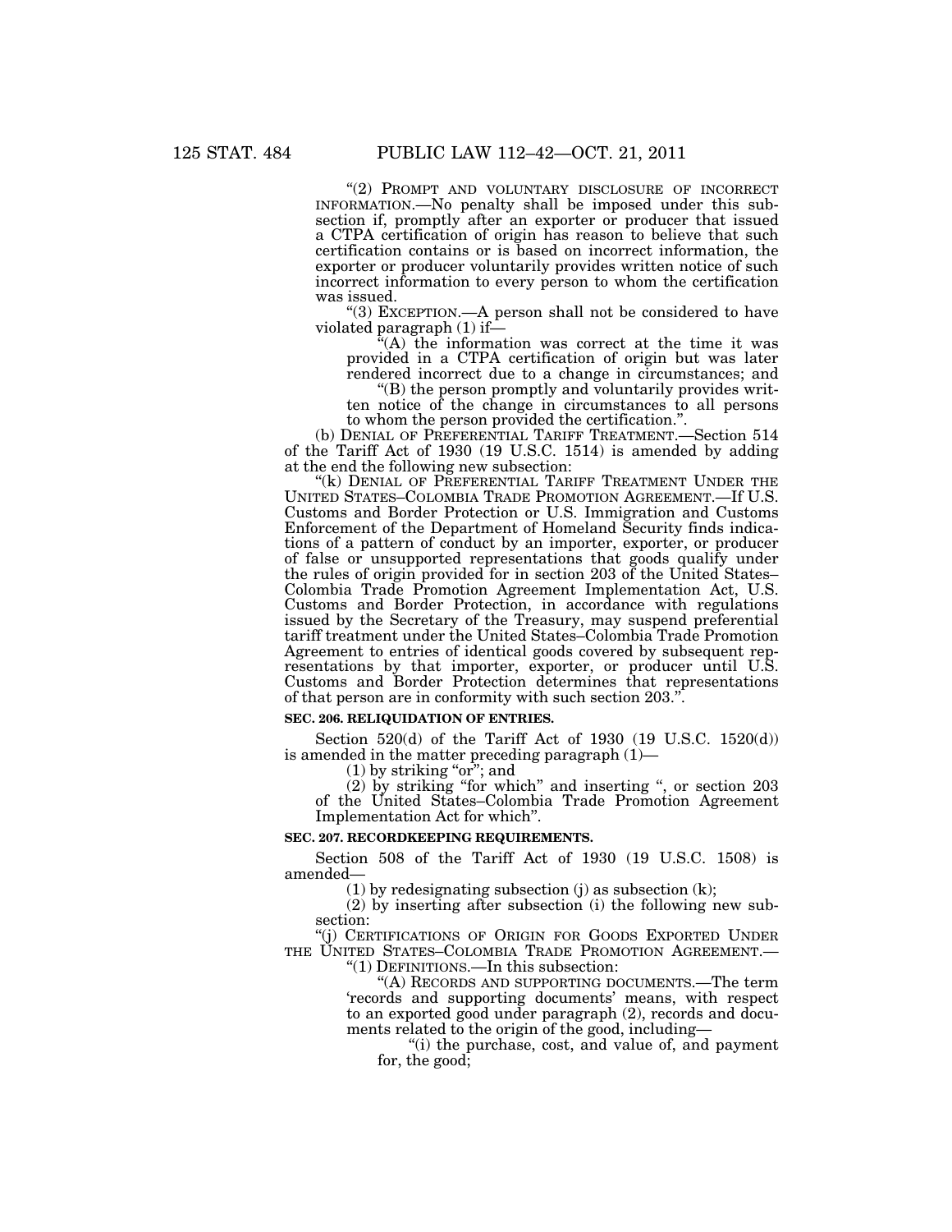"(2) PROMPT AND VOLUNTARY DISCLOSURE OF INCORRECT INFORMATION.—No penalty shall be imposed under this subsection if, promptly after an exporter or producer that issued a CTPA certification of origin has reason to believe that such certification contains or is based on incorrect information, the exporter or producer voluntarily provides written notice of such incorrect information to every person to whom the certification was issued.

"(3) EXCEPTION.—A person shall not be considered to have violated paragraph (1) if—

"(A) the information was correct at the time it was provided in a CTPA certification of origin but was later rendered incorrect due to a change in circumstances; and

"(B) the person promptly and voluntarily provides written notice of the change in circumstances to all persons to whom the person provided the certification.".

(b) DENIAL OF PREFERENTIAL TARIFF TREATMENT.—Section 514 of the Tariff Act of 1930 (19 U.S.C. 1514) is amended by adding at the end the following new subsection:

"(k) DENIAL OF PREFERENTIAL TARIFF TREATMENT UNDER THE UNITED STATES–COLOMBIA TRADE PROMOTION AGREEMENT.—If U.S. Customs and Border Protection or U.S. Immigration and Customs Enforcement of the Department of Homeland Security finds indications of a pattern of conduct by an importer, exporter, or producer of false or unsupported representations that goods qualify under the rules of origin provided for in section 203 of the United States–Colombia Trade Promotion Agreement Implementation Act, U.S. Customs and Border Protection, in accordance with regulations issued by the Secretary of the Treasury, may suspend preferential tariff treatment under the United States–Colombia Trade Promotion Agreement to entries of identical goods covered by subsequent representations by that importer, exporter, or producer until U.S. Customs and Border Protection determines that representations of that person are in conformity with such section 203.".

**SEC. 206. RELIQUIDATION OF ENTRIES.**

Section 520(d) of the Tariff Act of 1930 (19 U.S.C. 1520(d)) is amended in the matter preceding paragraph (1)—

(1) by striking "or"; and

(2) by striking "for which" and inserting ", or section 203 of the United States–Colombia Trade Promotion Agreement Implementation Act for which".

**SEC. 207. RECORDKEEPING REQUIREMENTS.**

Section 508 of the Tariff Act of 1930 (19 U.S.C. 1508) is amended—

(1) by redesignating subsection (j) as subsection (k);

(2) by inserting after subsection (i) the following new subsection:

"(j) CERTIFICATIONS OF ORIGIN FOR GOODS EXPORTED UNDER THE UNITED STATES–COLOMBIA TRADE PROMOTION AGREEMENT.—

"(1) DEFINITIONS.—In this subsection:

"(A) RECORDS AND SUPPORTING DOCUMENTS.—The term 'records and supporting documents' means, with respect to an exported good under paragraph (2), records and documents related to the origin of the good, including—

"(i) the purchase, cost, and value of, and payment for, the good;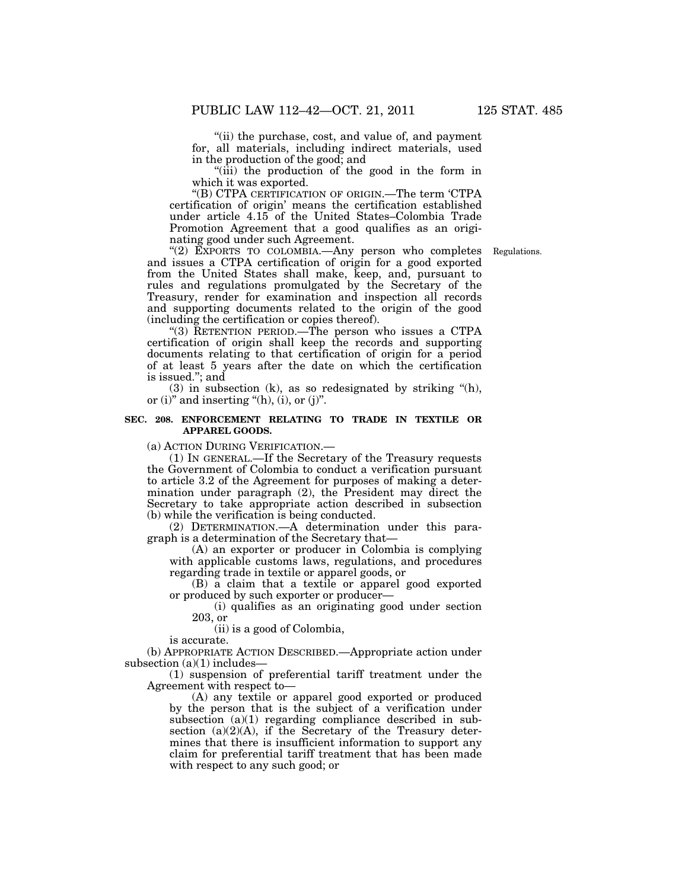"(ii) the purchase, cost, and value of, and payment for, all materials, including indirect materials, used in the production of the good; and

"(iii) the production of the good in the form in which it was exported.

"(B) CTPA CERTIFICATION OF ORIGIN.—The term 'CTPA certification of origin' means the certification established under article 4.15 of the United States–Colombia Trade Promotion Agreement that a good qualifies as an originating good under such Agreement.

"(2) EXPORTS TO COLOMBIA.—Any person who completes and issues a CTPA certification of origin for a good exported from the United States shall make, keep, and, pursuant to rules and regulations promulgated by the Secretary of the Treasury, render for examination and inspection all records and supporting documents related to the origin of the good (including the certification or copies thereof).

Regulations.

"(3) RETENTION PERIOD.—The person who issues a CTPA certification of origin shall keep the records and supporting documents relating to that certification of origin for a period of at least 5 years after the date on which the certification is issued."; and

(3) in subsection (k), as so redesignated by striking "(h), or (i)" and inserting "(h), (i), or (j)".

**SEC. 208. ENFORCEMENT RELATING TO TRADE IN TEXTILE OR APPAREL GOODS.**

(a) ACTION DURING VERIFICATION.—

(1) IN GENERAL.—If the Secretary of the Treasury requests the Government of Colombia to conduct a verification pursuant to article 3.2 of the Agreement for purposes of making a determination under paragraph (2), the President may direct the Secretary to take appropriate action described in subsection (b) while the verification is being conducted.

(2) DETERMINATION.—A determination under this paragraph is a determination of the Secretary that—

(A) an exporter or producer in Colombia is complying with applicable customs laws, regulations, and procedures regarding trade in textile or apparel goods, or

(B) a claim that a textile or apparel good exported or produced by such exporter or producer—

(i) qualifies as an originating good under section 203, or

(ii) is a good of Colombia,

is accurate.

(b) APPROPRIATE ACTION DESCRIBED.—Appropriate action under subsection (a)(1) includes—

(1) suspension of preferential tariff treatment under the Agreement with respect to—

(A) any textile or apparel good exported or produced by the person that is the subject of a verification under subsection (a)(1) regarding compliance described in subsection (a)(2)(A), if the Secretary of the Treasury determines that there is insufficient information to support any claim for preferential tariff treatment that has been made with respect to any such good; or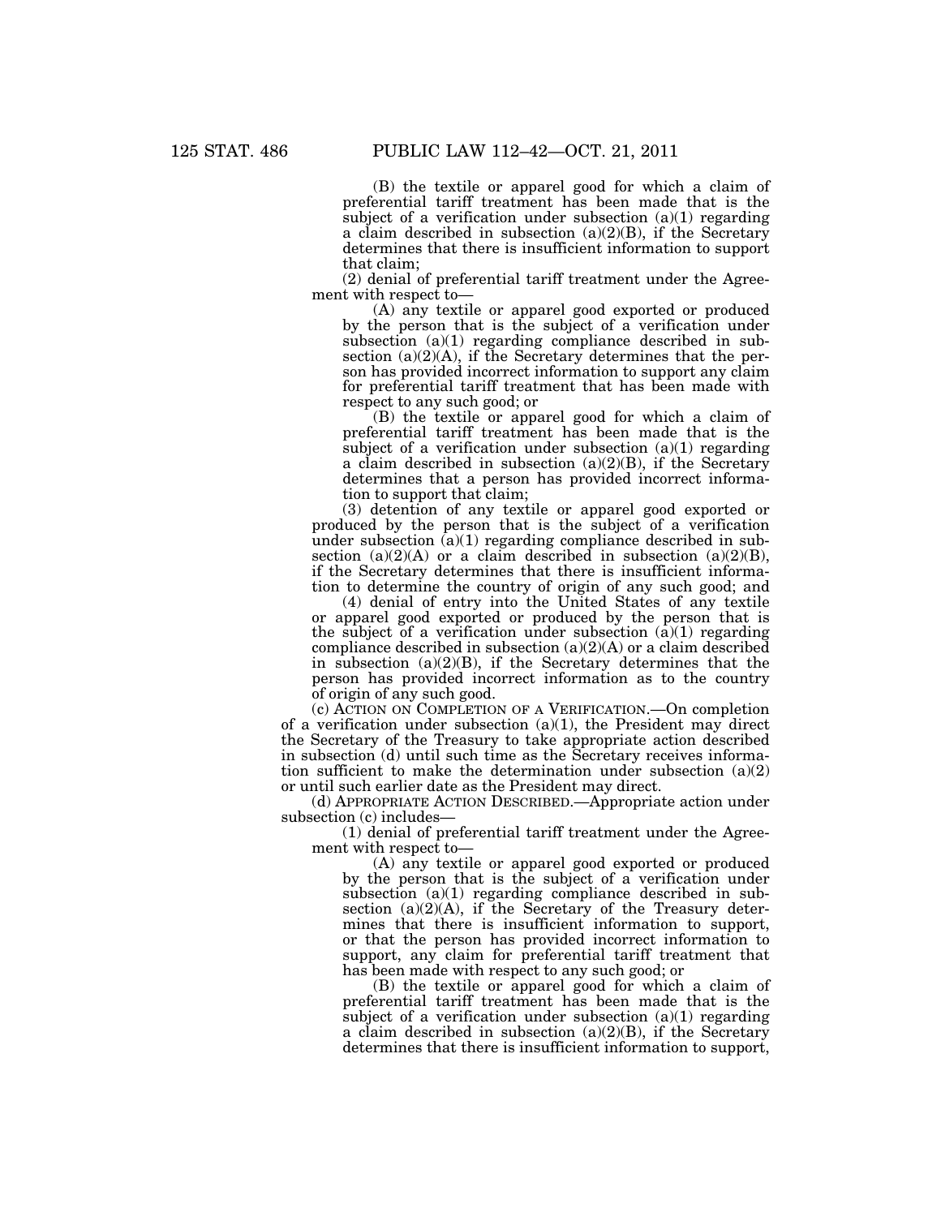(B) the textile or apparel good for which a claim of preferential tariff treatment has been made that is the subject of a verification under subsection (a)(1) regarding a claim described in subsection (a)(2)(B), if the Secretary determines that there is insufficient information to support that claim;

(2) denial of preferential tariff treatment under the Agreement with respect to—

(A) any textile or apparel good exported or produced by the person that is the subject of a verification under subsection (a)(1) regarding compliance described in subsection (a)(2)(A), if the Secretary determines that the person has provided incorrect information to support any claim for preferential tariff treatment that has been made with respect to any such good; or

(B) the textile or apparel good for which a claim of preferential tariff treatment has been made that is the subject of a verification under subsection (a)(1) regarding a claim described in subsection (a)(2)(B), if the Secretary determines that a person has provided incorrect information to support that claim;

(3) detention of any textile or apparel good exported or produced by the person that is the subject of a verification under subsection (a)(1) regarding compliance described in subsection (a)(2)(A) or a claim described in subsection (a)(2)(B), if the Secretary determines that there is insufficient information to determine the country of origin of any such good; and

(4) denial of entry into the United States of any textile or apparel good exported or produced by the person that is the subject of a verification under subsection (a)(1) regarding compliance described in subsection (a)(2)(A) or a claim described in subsection (a)(2)(B), if the Secretary determines that the person has provided incorrect information as to the country of origin of any such good.

(c) ACTION ON COMPLETION OF A VERIFICATION.—On completion of a verification under subsection (a)(1), the President may direct the Secretary of the Treasury to take appropriate action described in subsection (d) until such time as the Secretary receives information sufficient to make the determination under subsection (a)(2) or until such earlier date as the President may direct.

(d) APPROPRIATE ACTION DESCRIBED.—Appropriate action under subsection (c) includes—

(1) denial of preferential tariff treatment under the Agreement with respect to—

(A) any textile or apparel good exported or produced by the person that is the subject of a verification under subsection (a)(1) regarding compliance described in subsection (a)(2)(A), if the Secretary of the Treasury determines that there is insufficient information to support, or that the person has provided incorrect information to support, any claim for preferential tariff treatment that has been made with respect to any such good; or

(B) the textile or apparel good for which a claim of preferential tariff treatment has been made that is the subject of a verification under subsection (a)(1) regarding a claim described in subsection (a)(2)(B), if the Secretary determines that there is insufficient information to support,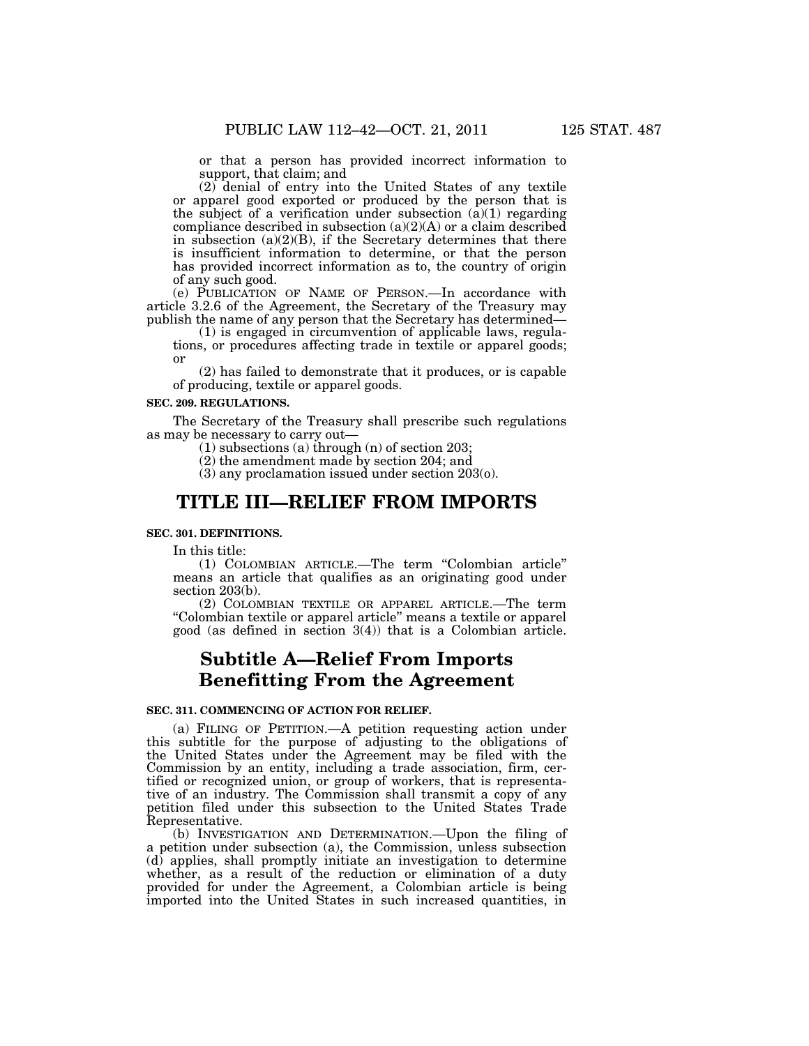or that a person has provided incorrect information to support, that claim; and

(2) denial of entry into the United States of any textile or apparel good exported or produced by the person that is the subject of a verification under subsection (a)(1) regarding compliance described in subsection (a)(2)(A) or a claim described in subsection (a)(2)(B), if the Secretary determines that there is insufficient information to determine, or that the person has provided incorrect information as to, the country of origin of any such good.

(e) PUBLICATION OF NAME OF PERSON.—In accordance with article 3.2.6 of the Agreement, the Secretary of the Treasury may publish the name of any person that the Secretary has determined—

(1) is engaged in circumvention of applicable laws, regulations, or procedures affecting trade in textile or apparel goods; or

(2) has failed to demonstrate that it produces, or is capable of producing, textile or apparel goods.

**SEC. 209. REGULATIONS.**

The Secretary of the Treasury shall prescribe such regulations as may be necessary to carry out—

(1) subsections (a) through (n) of section 203;

(2) the amendment made by section 204; and

(3) any proclamation issued under section 203(o).

# TITLE III—RELIEF FROM IMPORTS

**SEC. 301. DEFINITIONS.**

In this title:

(1) COLOMBIAN ARTICLE.—The term "Colombian article" means an article that qualifies as an originating good under section 203(b).

(2) COLOMBIAN TEXTILE OR APPAREL ARTICLE.—The term "Colombian textile or apparel article" means a textile or apparel good (as defined in section 3(4)) that is a Colombian article.

## Subtitle A—Relief From Imports Benefitting From the Agreement

**SEC. 311. COMMENCING OF ACTION FOR RELIEF.**

(a) FILING OF PETITION.—A petition requesting action under this subtitle for the purpose of adjusting to the obligations of the United States under the Agreement may be filed with the Commission by an entity, including a trade association, firm, certified or recognized union, or group of workers, that is representative of an industry. The Commission shall transmit a copy of any petition filed under this subsection to the United States Trade Representative.

(b) INVESTIGATION AND DETERMINATION.—Upon the filing of a petition under subsection (a), the Commission, unless subsection (d) applies, shall promptly initiate an investigation to determine whether, as a result of the reduction or elimination of a duty provided for under the Agreement, a Colombian article is being imported into the United States in such increased quantities, in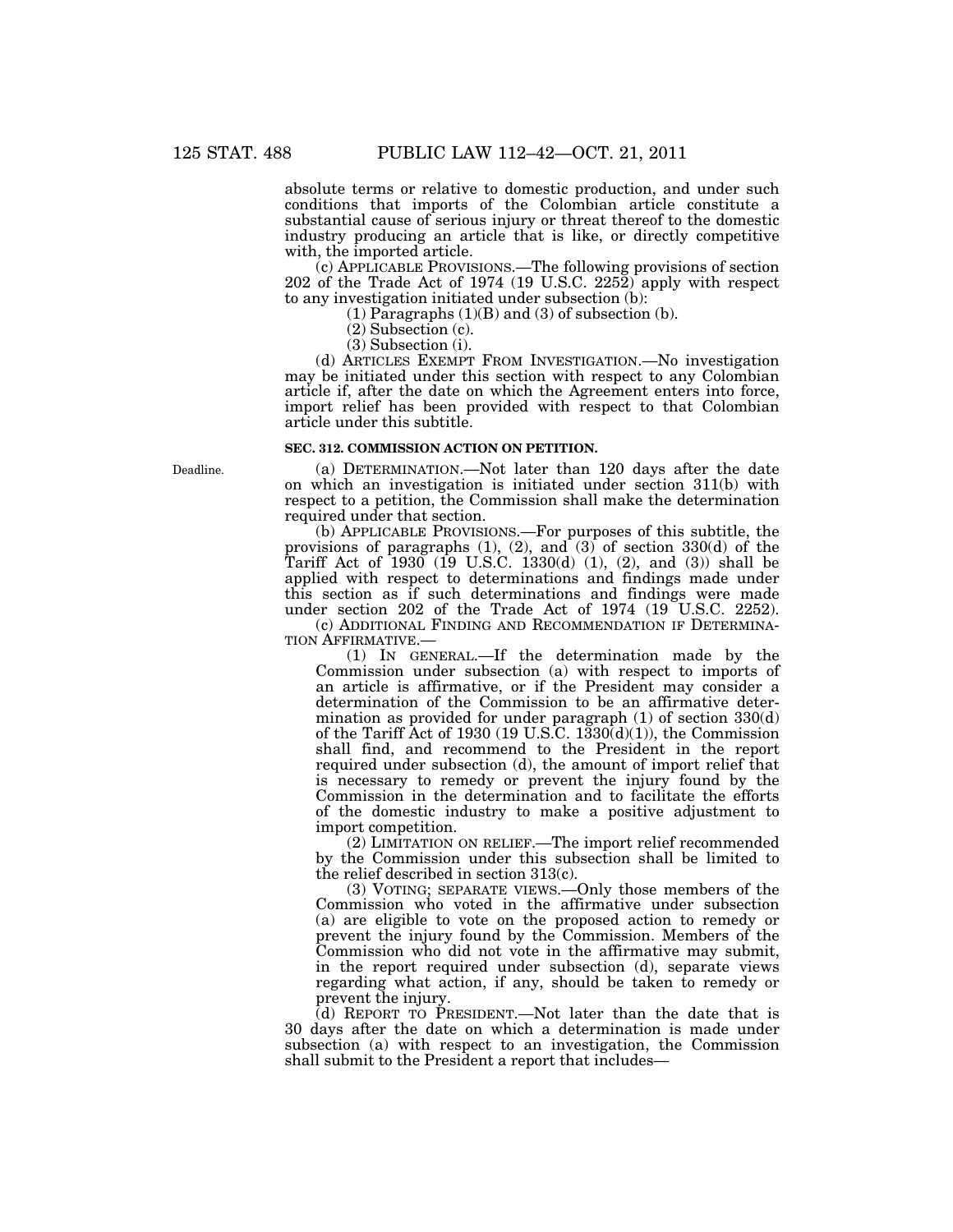absolute terms or relative to domestic production, and under such conditions that imports of the Colombian article constitute a substantial cause of serious injury or threat thereof to the domestic industry producing an article that is like, or directly competitive with, the imported article.

(c) APPLICABLE PROVISIONS.—The following provisions of section 202 of the Trade Act of 1974 (19 U.S.C. 2252) apply with respect to any investigation initiated under subsection (b):

(1) Paragraphs (1)(B) and (3) of subsection (b).

(2) Subsection (c).

(3) Subsection (i).

(d) ARTICLES EXEMPT FROM INVESTIGATION.—No investigation may be initiated under this section with respect to any Colombian article if, after the date on which the Agreement enters into force, import relief has been provided with respect to that Colombian article under this subtitle.

**SEC. 312. COMMISSION ACTION ON PETITION.**

Deadline.

(a) DETERMINATION.—Not later than 120 days after the date on which an investigation is initiated under section 311(b) with respect to a petition, the Commission shall make the determination required under that section.

(b) APPLICABLE PROVISIONS.—For purposes of this subtitle, the provisions of paragraphs (1), (2), and (3) of section 330(d) of the Tariff Act of 1930 (19 U.S.C. 1330(d) (1), (2), and (3)) shall be applied with respect to determinations and findings made under this section as if such determinations and findings were made under section 202 of the Trade Act of 1974 (19 U.S.C. 2252).

(c) ADDITIONAL FINDING AND RECOMMENDATION IF DETERMINATION AFFIRMATIVE.—

(1) IN GENERAL.—If the determination made by the Commission under subsection (a) with respect to imports of an article is affirmative, or if the President may consider a determination of the Commission to be an affirmative determination as provided for under paragraph (1) of section 330(d) of the Tariff Act of 1930 (19 U.S.C. 1330(d)(1)), the Commission shall find, and recommend to the President in the report required under subsection (d), the amount of import relief that is necessary to remedy or prevent the injury found by the Commission in the determination and to facilitate the efforts of the domestic industry to make a positive adjustment to import competition.

(2) LIMITATION ON RELIEF.—The import relief recommended by the Commission under this subsection shall be limited to the relief described in section 313(c).

(3) VOTING; SEPARATE VIEWS.—Only those members of the Commission who voted in the affirmative under subsection (a) are eligible to vote on the proposed action to remedy or prevent the injury found by the Commission. Members of the Commission who did not vote in the affirmative may submit, in the report required under subsection (d), separate views regarding what action, if any, should be taken to remedy or prevent the injury.

(d) REPORT TO PRESIDENT.—Not later than the date that is 30 days after the date on which a determination is made under subsection (a) with respect to an investigation, the Commission shall submit to the President a report that includes—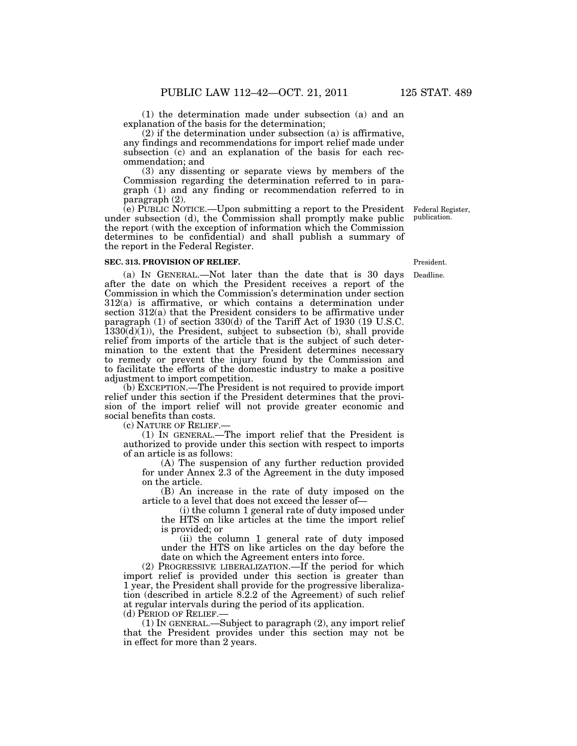(1) the determination made under subsection (a) and an explanation of the basis for the determination;

(2) if the determination under subsection (a) is affirmative, any findings and recommendations for import relief made under subsection (c) and an explanation of the basis for each recommendation; and

(3) any dissenting or separate views by members of the Commission regarding the determination referred to in paragraph (1) and any finding or recommendation referred to in paragraph (2).

(e) PUBLIC NOTICE.—Upon submitting a report to the President under subsection (d), the Commission shall promptly make public the report (with the exception of information which the Commission determines to be confidential) and shall publish a summary of the report in the Federal Register.

Federal Register, publication.

### SEC. 313. PROVISION OF RELIEF.

President.

Deadline.

(a) IN GENERAL.—Not later than the date that is 30 days after the date on which the President receives a report of the Commission in which the Commission's determination under section 312(a) is affirmative, or which contains a determination under section 312(a) that the President considers to be affirmative under paragraph (1) of section 330(d) of the Tariff Act of 1930 (19 U.S.C. 1330(d)(1)), the President, subject to subsection (b), shall provide relief from imports of the article that is the subject of such determination to the extent that the President determines necessary to remedy or prevent the injury found by the Commission and to facilitate the efforts of the domestic industry to make a positive adjustment to import competition.

(b) EXCEPTION.—The President is not required to provide import relief under this section if the President determines that the provision of the import relief will not provide greater economic and social benefits than costs.

(c) NATURE OF RELIEF.—

(1) IN GENERAL.—The import relief that the President is authorized to provide under this section with respect to imports of an article is as follows:

(A) The suspension of any further reduction provided for under Annex 2.3 of the Agreement in the duty imposed on the article.

(B) An increase in the rate of duty imposed on the article to a level that does not exceed the lesser of—

(i) the column 1 general rate of duty imposed under the HTS on like articles at the time the import relief is provided; or

(ii) the column 1 general rate of duty imposed under the HTS on like articles on the day before the date on which the Agreement enters into force.

(2) PROGRESSIVE LIBERALIZATION.—If the period for which import relief is provided under this section is greater than 1 year, the President shall provide for the progressive liberalization (described in article 8.2.2 of the Agreement) of such relief at regular intervals during the period of its application.

(d) PERIOD OF RELIEF.—

(1) IN GENERAL.—Subject to paragraph (2), any import relief that the President provides under this section may not be in effect for more than 2 years.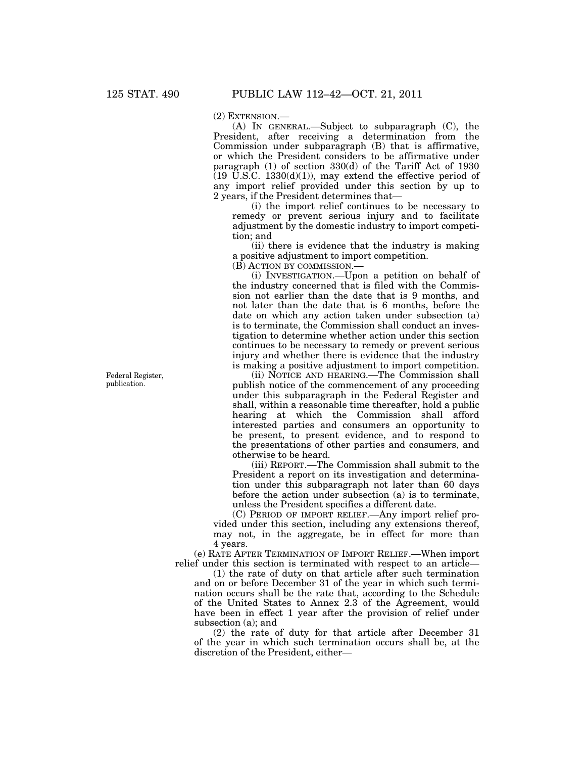(2) EXTENSION.—

(A) IN GENERAL.—Subject to subparagraph (C), the President, after receiving a determination from the Commission under subparagraph (B) that is affirmative, or which the President considers to be affirmative under paragraph (1) of section 330(d) of the Tariff Act of 1930 (19 U.S.C. 1330(d)(1)), may extend the effective period of any import relief provided under this section by up to 2 years, if the President determines that—

(i) the import relief continues to be necessary to remedy or prevent serious injury and to facilitate adjustment by the domestic industry to import competition; and

(ii) there is evidence that the industry is making a positive adjustment to import competition.

(B) ACTION BY COMMISSION.—

(i) INVESTIGATION.—Upon a petition on behalf of the industry concerned that is filed with the Commission not earlier than the date that is 9 months, and not later than the date that is 6 months, before the date on which any action taken under subsection (a) is to terminate, the Commission shall conduct an investigation to determine whether action under this section continues to be necessary to remedy or prevent serious injury and whether there is evidence that the industry is making a positive adjustment to import competition.

Federal Register, publication.

(ii) NOTICE AND HEARING.—The Commission shall publish notice of the commencement of any proceeding under this subparagraph in the Federal Register and shall, within a reasonable time thereafter, hold a public hearing at which the Commission shall afford interested parties and consumers an opportunity to be present, to present evidence, and to respond to the presentations of other parties and consumers, and otherwise to be heard.

(iii) REPORT.—The Commission shall submit to the President a report on its investigation and determination under this subparagraph not later than 60 days before the action under subsection (a) is to terminate, unless the President specifies a different date.

(C) PERIOD OF IMPORT RELIEF.—Any import relief provided under this section, including any extensions thereof, may not, in the aggregate, be in effect for more than 4 years.

(e) RATE AFTER TERMINATION OF IMPORT RELIEF.—When import relief under this section is terminated with respect to an article—

(1) the rate of duty on that article after such termination and on or before December 31 of the year in which such termination occurs shall be the rate that, according to the Schedule of the United States to Annex 2.3 of the Agreement, would have been in effect 1 year after the provision of relief under subsection (a); and

(2) the rate of duty for that article after December 31 of the year in which such termination occurs shall be, at the discretion of the President, either—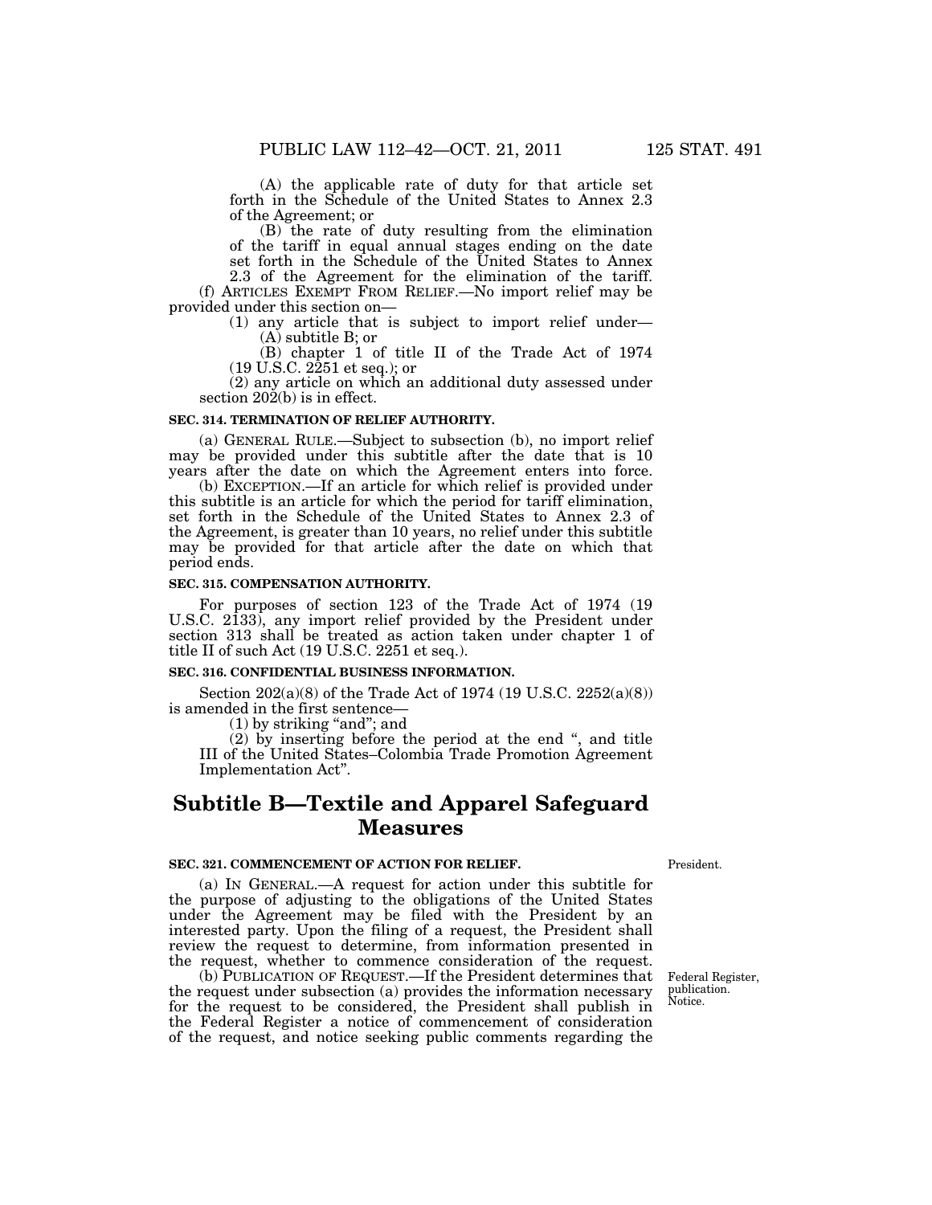(A) the applicable rate of duty for that article set forth in the Schedule of the United States to Annex 2.3 of the Agreement; or

(B) the rate of duty resulting from the elimination of the tariff in equal annual stages ending on the date set forth in the Schedule of the United States to Annex 2.3 of the Agreement for the elimination of the tariff.

(f) ARTICLES EXEMPT FROM RELIEF.—No import relief may be provided under this section on—

(1) any article that is subject to import relief under—

(A) subtitle B; or

(B) chapter 1 of title II of the Trade Act of 1974 (19 U.S.C. 2251 et seq.); or

(2) any article on which an additional duty assessed under section 202(b) is in effect.

**SEC. 314. TERMINATION OF RELIEF AUTHORITY.**

(a) GENERAL RULE.—Subject to subsection (b), no import relief may be provided under this subtitle after the date that is 10 years after the date on which the Agreement enters into force.

(b) EXCEPTION.—If an article for which relief is provided under this subtitle is an article for which the period for tariff elimination, set forth in the Schedule of the United States to Annex 2.3 of the Agreement, is greater than 10 years, no relief under this subtitle may be provided for that article after the date on which that period ends.

**SEC. 315. COMPENSATION AUTHORITY.**

For purposes of section 123 of the Trade Act of 1974 (19 U.S.C. 2133), any import relief provided by the President under section 313 shall be treated as action taken under chapter 1 of title II of such Act (19 U.S.C. 2251 et seq.).

**SEC. 316. CONFIDENTIAL BUSINESS INFORMATION.**

Section 202(a)(8) of the Trade Act of 1974 (19 U.S.C. 2252(a)(8)) is amended in the first sentence—

(1) by striking "and"; and

(2) by inserting before the period at the end ", and title III of the United States–Colombia Trade Promotion Agreement Implementation Act".

# Subtitle B—Textile and Apparel Safeguard Measures

**SEC. 321. COMMENCEMENT OF ACTION FOR RELIEF.**

President.

(a) IN GENERAL.—A request for action under this subtitle for the purpose of adjusting to the obligations of the United States under the Agreement may be filed with the President by an interested party. Upon the filing of a request, the President shall review the request to determine, from information presented in the request, whether to commence consideration of the request.

Federal Register, publication. Notice.

(b) PUBLICATION OF REQUEST.—If the President determines that the request under subsection (a) provides the information necessary for the request to be considered, the President shall publish in the Federal Register a notice of commencement of consideration of the request, and notice seeking public comments regarding the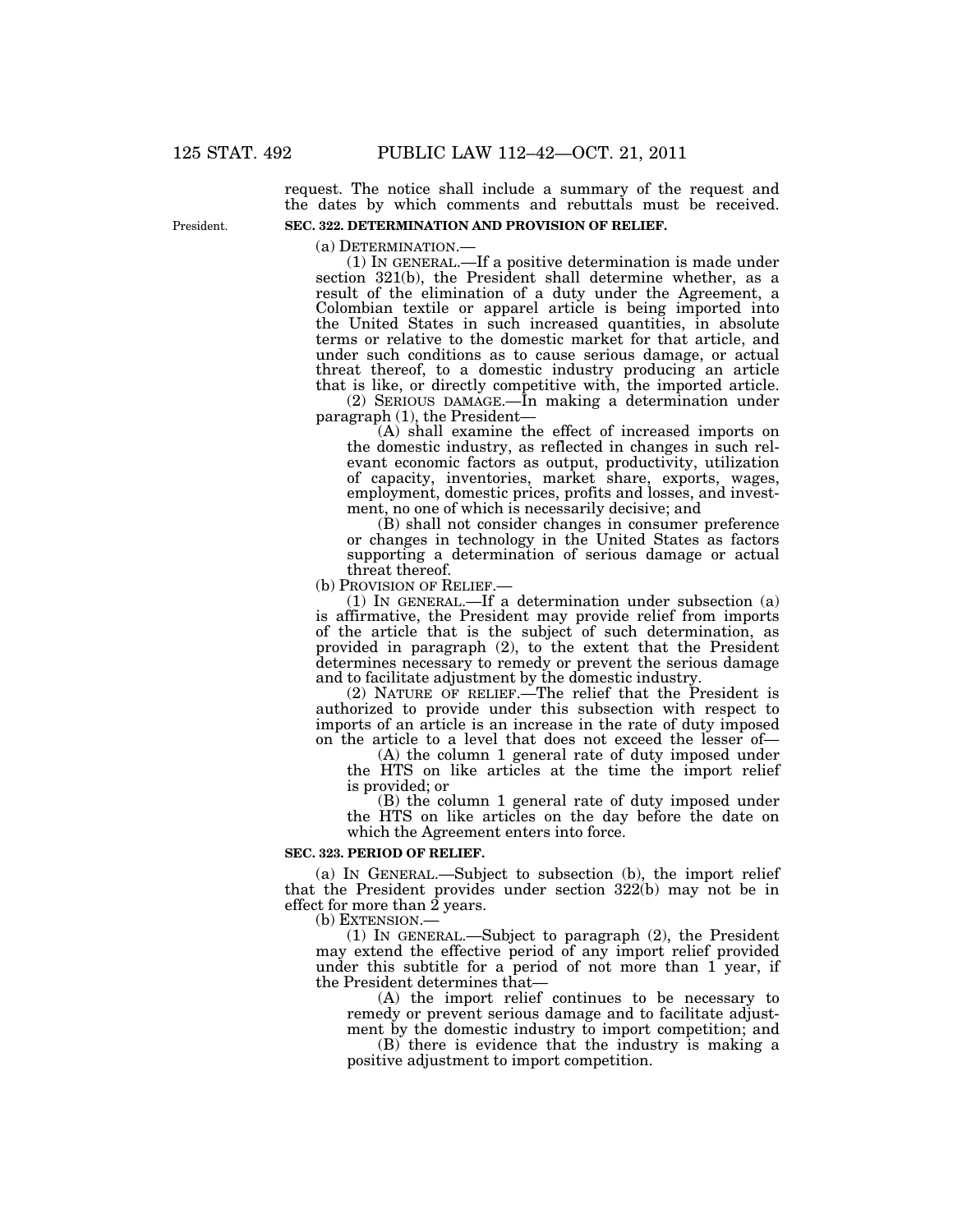request. The notice shall include a summary of the request and the dates by which comments and rebuttals must be received.

President.

### SEC. 322. DETERMINATION AND PROVISION OF RELIEF.

(a) DETERMINATION.—

(1) IN GENERAL.—If a positive determination is made under section 321(b), the President shall determine whether, as a result of the elimination of a duty under the Agreement, a Colombian textile or apparel article is being imported into the United States in such increased quantities, in absolute terms or relative to the domestic market for that article, and under such conditions as to cause serious damage, or actual threat thereof, to a domestic industry producing an article that is like, or directly competitive with, the imported article.

(2) SERIOUS DAMAGE.—In making a determination under paragraph (1), the President—

(A) shall examine the effect of increased imports on the domestic industry, as reflected in changes in such relevant economic factors as output, productivity, utilization of capacity, inventories, market share, exports, wages, employment, domestic prices, profits and losses, and investment, no one of which is necessarily decisive; and

(B) shall not consider changes in consumer preference or changes in technology in the United States as factors supporting a determination of serious damage or actual threat thereof.

(b) PROVISION OF RELIEF.—

(1) IN GENERAL.—If a determination under subsection (a) is affirmative, the President may provide relief from imports of the article that is the subject of such determination, as provided in paragraph (2), to the extent that the President determines necessary to remedy or prevent the serious damage and to facilitate adjustment by the domestic industry.

(2) NATURE OF RELIEF.—The relief that the President is authorized to provide under this subsection with respect to imports of an article is an increase in the rate of duty imposed on the article to a level that does not exceed the lesser of—

(A) the column 1 general rate of duty imposed under the HTS on like articles at the time the import relief is provided; or

(B) the column 1 general rate of duty imposed under the HTS on like articles on the day before the date on which the Agreement enters into force.

### SEC. 323. PERIOD OF RELIEF.

(a) IN GENERAL.—Subject to subsection (b), the import relief that the President provides under section 322(b) may not be in effect for more than 2 years.

(b) EXTENSION.—

(1) IN GENERAL.—Subject to paragraph (2), the President may extend the effective period of any import relief provided under this subtitle for a period of not more than 1 year, if the President determines that—

(A) the import relief continues to be necessary to remedy or prevent serious damage and to facilitate adjustment by the domestic industry to import competition; and

(B) there is evidence that the industry is making a positive adjustment to import competition.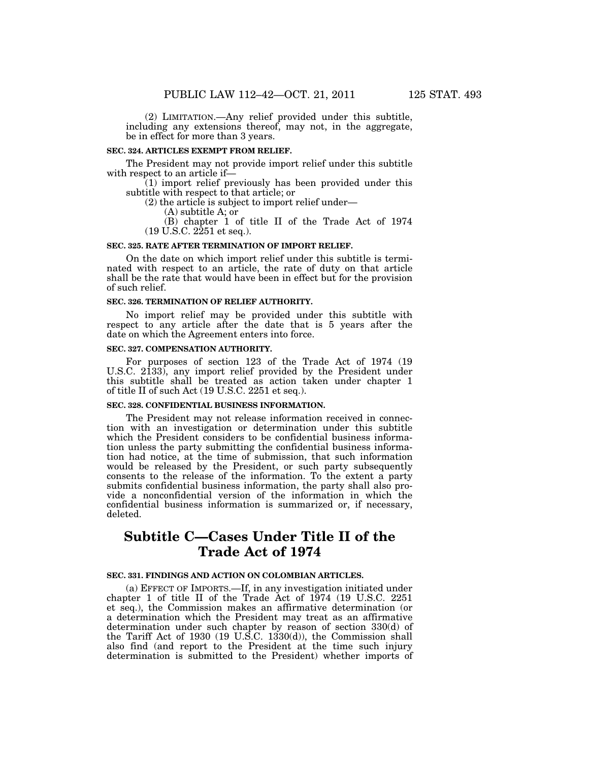(2) LIMITATION.—Any relief provided under this subtitle, including any extensions thereof, may not, in the aggregate, be in effect for more than 3 years.

**SEC. 324. ARTICLES EXEMPT FROM RELIEF.**

The President may not provide import relief under this subtitle with respect to an article if—

(1) import relief previously has been provided under this subtitle with respect to that article; or

(2) the article is subject to import relief under—

(A) subtitle A; or

(B) chapter 1 of title II of the Trade Act of 1974 (19 U.S.C. 2251 et seq.).

**SEC. 325. RATE AFTER TERMINATION OF IMPORT RELIEF.**

On the date on which import relief under this subtitle is terminated with respect to an article, the rate of duty on that article shall be the rate that would have been in effect but for the provision of such relief.

**SEC. 326. TERMINATION OF RELIEF AUTHORITY.**

No import relief may be provided under this subtitle with respect to any article after the date that is 5 years after the date on which the Agreement enters into force.

**SEC. 327. COMPENSATION AUTHORITY.**

For purposes of section 123 of the Trade Act of 1974 (19 U.S.C. 2133), any import relief provided by the President under this subtitle shall be treated as action taken under chapter 1 of title II of such Act (19 U.S.C. 2251 et seq.).

**SEC. 328. CONFIDENTIAL BUSINESS INFORMATION.**

The President may not release information received in connection with an investigation or determination under this subtitle which the President considers to be confidential business information unless the party submitting the confidential business information had notice, at the time of submission, that such information would be released by the President, or such party subsequently consents to the release of the information. To the extent a party submits confidential business information, the party shall also provide a nonconfidential version of the information in which the confidential business information is summarized or, if necessary, deleted.

## Subtitle C—Cases Under Title II of the Trade Act of 1974

**SEC. 331. FINDINGS AND ACTION ON COLOMBIAN ARTICLES.**

(a) EFFECT OF IMPORTS.—If, in any investigation initiated under chapter 1 of title II of the Trade Act of 1974 (19 U.S.C. 2251 et seq.), the Commission makes an affirmative determination (or a determination which the President may treat as an affirmative determination under such chapter by reason of section 330(d) of the Tariff Act of 1930 (19 U.S.C. 1330(d)), the Commission shall also find (and report to the President at the time such injury determination is submitted to the President) whether imports of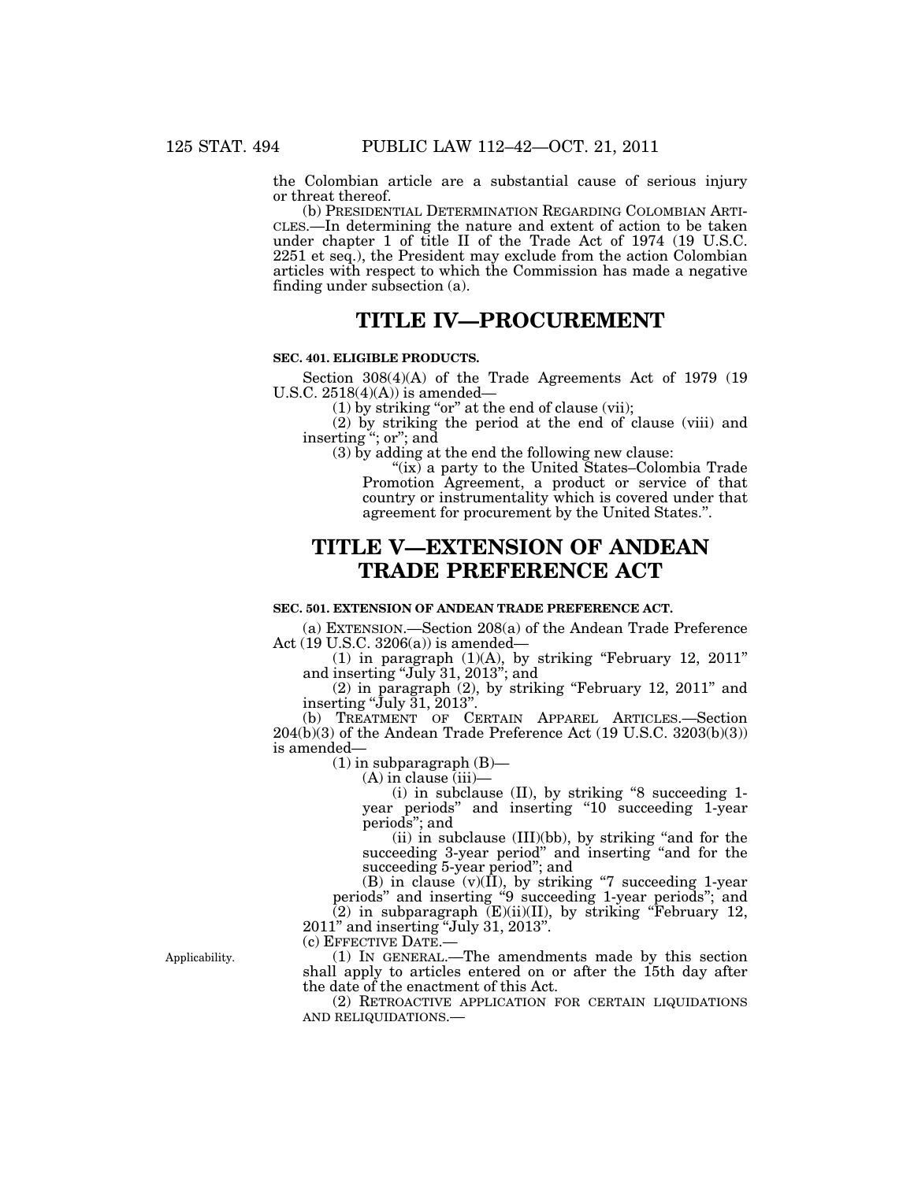the Colombian article are a substantial cause of serious injury or threat thereof.

(b) PRESIDENTIAL DETERMINATION REGARDING COLOMBIAN ARTICLES.—In determining the nature and extent of action to be taken under chapter 1 of title II of the Trade Act of 1974 (19 U.S.C. 2251 et seq.), the President may exclude from the action Colombian articles with respect to which the Commission has made a negative finding under subsection (a).

# TITLE IV—PROCUREMENT

### SEC. 401. ELIGIBLE PRODUCTS.

Section 308(4)(A) of the Trade Agreements Act of 1979 (19 U.S.C. 2518(4)(A)) is amended—

(1) by striking "or" at the end of clause (vii);

(2) by striking the period at the end of clause (viii) and inserting "; or"; and

(3) by adding at the end the following new clause:

"(ix) a party to the United States–Colombia Trade Promotion Agreement, a product or service of that country or instrumentality which is covered under that agreement for procurement by the United States.".

# TITLE V—EXTENSION OF ANDEAN TRADE PREFERENCE ACT

### SEC. 501. EXTENSION OF ANDEAN TRADE PREFERENCE ACT.

(a) EXTENSION.—Section 208(a) of the Andean Trade Preference Act (19 U.S.C. 3206(a)) is amended—

(1) in paragraph (1)(A), by striking "February 12, 2011" and inserting "July 31, 2013"; and

(2) in paragraph (2), by striking "February 12, 2011" and inserting "July 31, 2013".

(b) TREATMENT OF CERTAIN APPAREL ARTICLES.—Section 204(b)(3) of the Andean Trade Preference Act (19 U.S.C. 3203(b)(3)) is amended—

(1) in subparagraph (B)—

(A) in clause (iii)—

(i) in subclause (II), by striking "8 succeeding 1-year periods" and inserting "10 succeeding 1-year periods"; and

(ii) in subclause (III)(bb), by striking "and for the succeeding 3-year period" and inserting "and for the succeeding 5-year period"; and

(B) in clause (v)(II), by striking "7 succeeding 1-year periods" and inserting "9 succeeding 1-year periods"; and

(2) in subparagraph (E)(ii)(II), by striking "February 12, 2011" and inserting "July 31, 2013".

(c) EFFECTIVE DATE.—

Applicability.

(1) IN GENERAL.—The amendments made by this section shall apply to articles entered on or after the 15th day after the date of the enactment of this Act.

(2) RETROACTIVE APPLICATION FOR CERTAIN LIQUIDATIONS AND RELIQUIDATIONS.—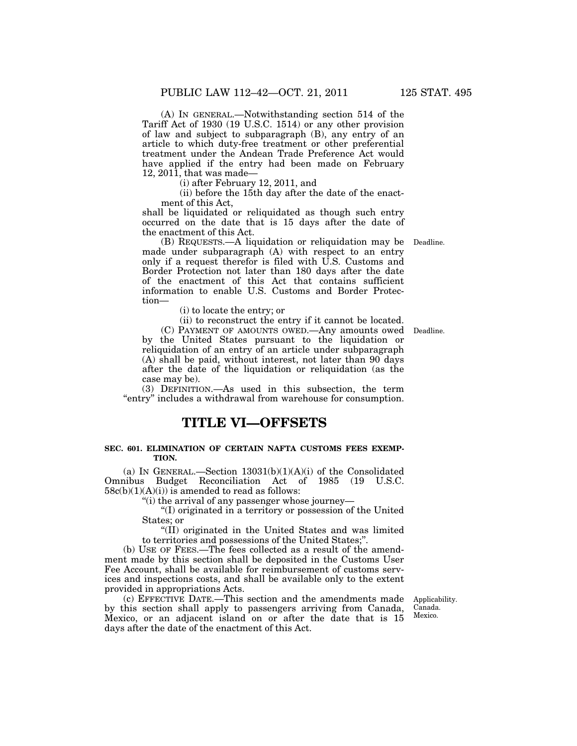(A) IN GENERAL.—Notwithstanding section 514 of the Tariff Act of 1930 (19 U.S.C. 1514) or any other provision of law and subject to subparagraph (B), any entry of an article to which duty-free treatment or other preferential treatment under the Andean Trade Preference Act would have applied if the entry had been made on February 12, 2011, that was made—

(i) after February 12, 2011, and

(ii) before the 15th day after the date of the enactment of this Act,

shall be liquidated or reliquidated as though such entry occurred on the date that is 15 days after the date of the enactment of this Act.

Deadline.

(B) REQUESTS.—A liquidation or reliquidation may be made under subparagraph (A) with respect to an entry only if a request therefor is filed with U.S. Customs and Border Protection not later than 180 days after the date of the enactment of this Act that contains sufficient information to enable U.S. Customs and Border Protection—

(i) to locate the entry; or

(ii) to reconstruct the entry if it cannot be located.

Deadline.

(C) PAYMENT OF AMOUNTS OWED.—Any amounts owed by the United States pursuant to the liquidation or reliquidation of an entry of an article under subparagraph (A) shall be paid, without interest, not later than 90 days after the date of the liquidation or reliquidation (as the case may be).

(3) DEFINITION.—As used in this subsection, the term "entry" includes a withdrawal from warehouse for consumption.

# TITLE VI—OFFSETS

### SEC. 601. ELIMINATION OF CERTAIN NAFTA CUSTOMS FEES EXEMPTION.

(a) IN GENERAL.—Section 13031(b)(1)(A)(i) of the Consolidated Omnibus Budget Reconciliation Act of 1985 (19 U.S.C. 58c(b)(1)(A)(i)) is amended to read as follows:

"(i) the arrival of any passenger whose journey—

"(I) originated in a territory or possession of the United States; or

"(II) originated in the United States and was limited to territories and possessions of the United States;".

(b) USE OF FEES.—The fees collected as a result of the amendment made by this section shall be deposited in the Customs User Fee Account, shall be available for reimbursement of customs services and inspections costs, and shall be available only to the extent provided in appropriations Acts.

Applicability. Canada. Mexico.

(c) EFFECTIVE DATE.—This section and the amendments made by this section shall apply to passengers arriving from Canada, Mexico, or an adjacent island on or after the date that is 15 days after the date of the enactment of this Act.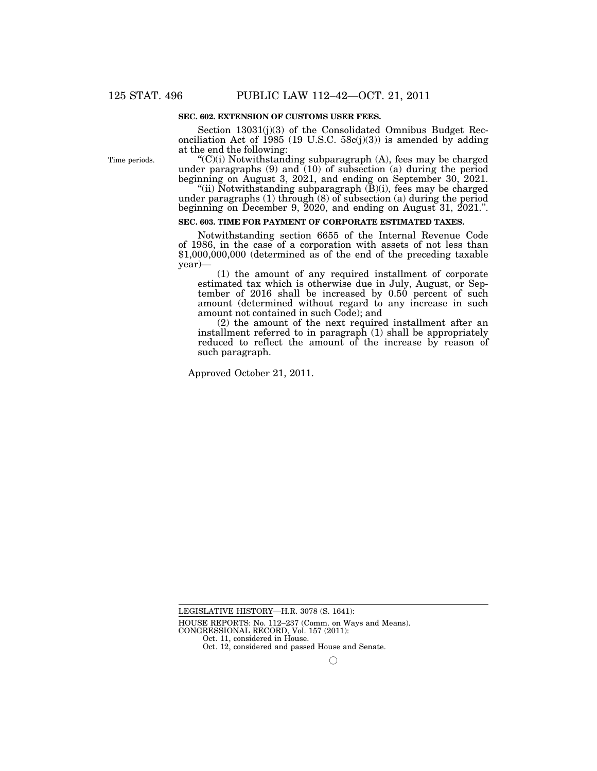**SEC. 602. EXTENSION OF CUSTOMS USER FEES.**

Section 13031(j)(3) of the Consolidated Omnibus Budget Reconciliation Act of 1985 (19 U.S.C. 58c(j)(3)) is amended by adding at the end the following:

Time periods.

"(C)(i) Notwithstanding subparagraph (A), fees may be charged under paragraphs (9) and (10) of subsection (a) during the period beginning on August 3, 2021, and ending on September 30, 2021.

"(ii) Notwithstanding subparagraph (B)(i), fees may be charged under paragraphs (1) through (8) of subsection (a) during the period beginning on December 9, 2020, and ending on August 31, 2021.".

**SEC. 603. TIME FOR PAYMENT OF CORPORATE ESTIMATED TAXES.**

Notwithstanding section 6655 of the Internal Revenue Code of 1986, in the case of a corporation with assets of not less than $1,000,000,000 (determined as of the end of the preceding taxable year)—

(1) the amount of any required installment of corporate estimated tax which is otherwise due in July, August, or September of 2016 shall be increased by 0.50 percent of such amount (determined without regard to any increase in such amount not contained in such Code); and

(2) the amount of the next required installment after an installment referred to in paragraph (1) shall be appropriately reduced to reflect the amount of the increase by reason of such paragraph.

Approved October 21, 2011.

---

LEGISLATIVE HISTORY—H.R. 3078 (S. 1641):

HOUSE REPORTS: No. 112–237 (Comm. on Ways and Means).
CONGRESSIONAL RECORD, Vol. 157 (2011):
Oct. 11, considered in House.
Oct. 12, considered and passed House and Senate.

○